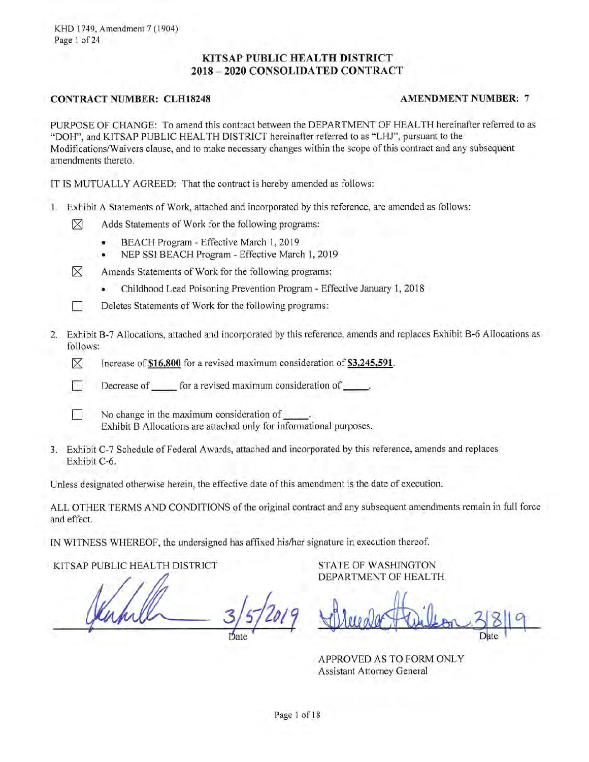KHD 1749, Amendment 7 (1904)

# KITSAP PUBLIC HEALTH DISTRICT
## 2018 – 2020 CONSOLIDATED CONTRACT

**CONTRACT NUMBER: CLH18248** **AMENDMENT NUMBER: 7**

PURPOSE OF CHANGE: To amend this contract between the DEPARTMENT OF HEALTH hereinafter referred to as "DOH", and KITSAP PUBLIC HEALTH DISTRICT hereinafter referred to as "LHJ", pursuant to the Modifications/Waivers clause, and to make necessary changes within the scope of this contract and any subsequent amendments thereto.

IT IS MUTUALLY AGREED: That the contract is hereby amended as follows:

1. Exhibit A Statements of Work, attached and incorporated by this reference, are amended as follows:

   ☒ Adds Statements of Work for the following programs:
   - BEACH Program - Effective March 1, 2019
   - NEP SSI BEACH Program - Effective March 1, 2019

   ☒ Amends Statements of Work for the following programs:
   - Childhood Lead Poisoning Prevention Program - Effective January 1, 2018

   ☐ Deletes Statements of Work for the following programs:

2. Exhibit B-7 Allocations, attached and incorporated by this reference, amends and replaces Exhibit B-6 Allocations as follows:

   ☒ Increase of **$16,800** for a revised maximum consideration of **$3,245,591**.

   ☐ Decrease of _____ for a revised maximum consideration of _____.

   ☐ No change in the maximum consideration of _____.
   Exhibit B Allocations are attached only for informational purposes.

3. Exhibit C-7 Schedule of Federal Awards, attached and incorporated by this reference, amends and replaces Exhibit C-6.

Unless designated otherwise herein, the effective date of this amendment is the date of execution.

ALL OTHER TERMS AND CONDITIONS of the original contract and any subsequent amendments remain in full force and effect.

IN WITNESS WHEREOF, the undersigned has affixed his/her signature in execution thereof.

| KITSAP PUBLIC HEALTH DISTRICT | STATE OF WASHINGTON DEPARTMENT OF HEALTH |
|---|---|
| [signature] 3/5/2019 | [signature] 3/8/19 |
| Date | Date |
| | APPROVED AS TO FORM ONLY Assistant Attorney General |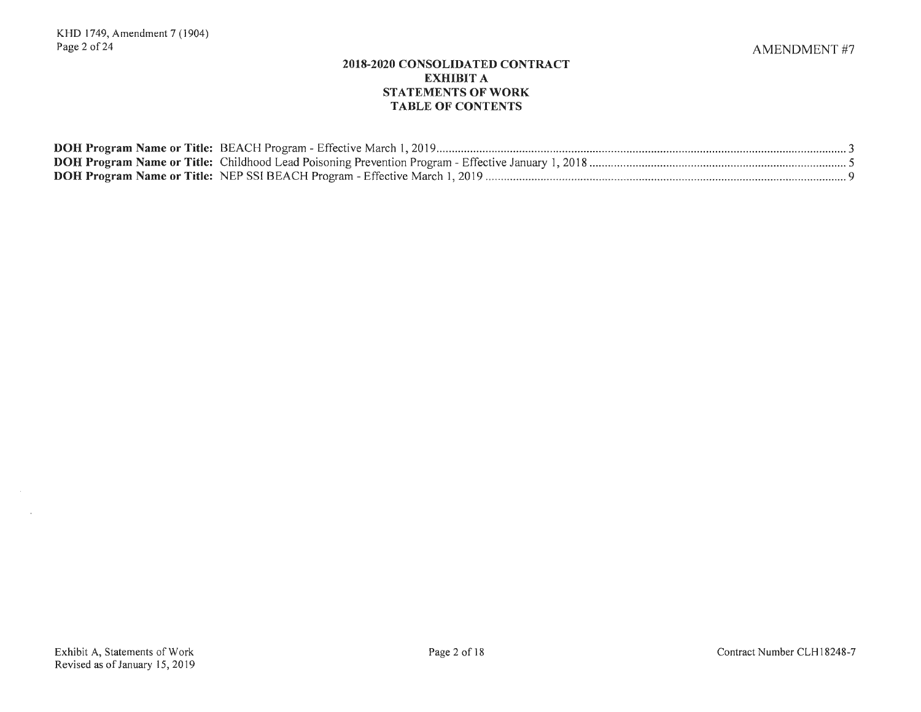AMENDMENT #7

# 2018-2020 CONSOLIDATED CONTRACT
## EXHIBIT A
## STATEMENTS OF WORK
## TABLE OF CONTENTS

**DOH Program Name or Title:** BEACH Program - Effective March 1, 2019 .......... 3
**DOH Program Name or Title:** Childhood Lead Poisoning Prevention Program - Effective January 1, 2018 .......... 5
**DOH Program Name or Title:** NEP SSI BEACH Program - Effective March 1, 2019 .......... 9

Exhibit A, Statements of Work
Revised as of January 15, 2019

Contract Number CLH18248-7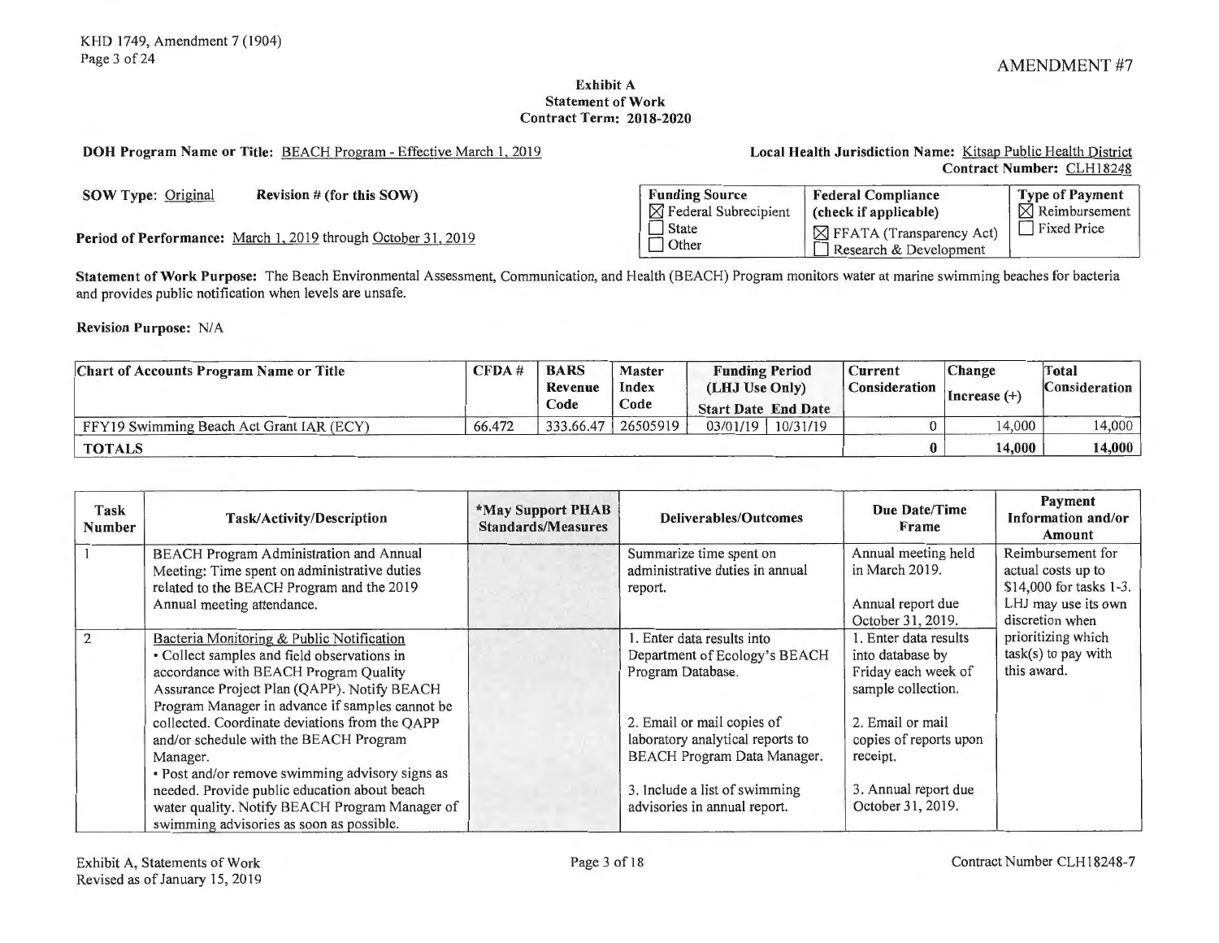AMENDMENT #7

## Exhibit A
## Statement of Work
## Contract Term: 2018-2020

**DOH Program Name or Title:** BEACH Program - Effective March 1, 2019

**Local Health Jurisdiction Name:** Kitsap Public Health District
**Contract Number:** CLH18248

**SOW Type:** Original **Revision # (for this SOW)**

**Period of Performance:** March 1, 2019 through October 31, 2019

| Funding Source | Federal Compliance (check if applicable) | Type of Payment |
|---|---|---|
| ☒ Federal Subrecipient<br>☐ State<br>☐ Other | ☒ FFATA (Transparency Act)<br>☐ Research & Development | ☒ Reimbursement<br>☐ Fixed Price |

**Statement of Work Purpose:** The Beach Environmental Assessment, Communication, and Health (BEACH) Program monitors water at marine swimming beaches for bacteria and provides public notification when levels are unsafe.

**Revision Purpose:** N/A

| Chart of Accounts Program Name or Title | CFDA # | BARS Revenue Code | Master Index Code | Funding Period (LHJ Use Only) Start Date | End Date | Current Consideration | Change Increase (+) | Total Consideration |
|---|---|---|---|---|---|---|---|---|
| FFY19 Swimming Beach Act Grant IAR (ECY) | 66.472 | 333.66.47 | 26505919 | 03/01/19 | 10/31/19 | 0 | 14,000 | 14,000 |
| **TOTALS** | | | | | | **0** | **14,000** | **14,000** |

| Task Number | Task/Activity/Description | *May Support PHAB Standards/Measures | Deliverables/Outcomes | Due Date/Time Frame | Payment Information and/or Amount |
|---|---|---|---|---|---|
| 1 | BEACH Program Administration and Annual Meeting: Time spent on administrative duties related to the BEACH Program and the 2019 Annual meeting attendance. | | Summarize time spent on administrative duties in annual report. | Annual meeting held in March 2019.<br><br>Annual report due October 31, 2019. | Reimbursement for actual costs up to $14,000 for tasks 1-3. LHJ may use its own discretion when prioritizing which task(s) to pay with this award. |
| 2 | Bacteria Monitoring & Public Notification<br>• Collect samples and field observations in accordance with BEACH Program Quality Assurance Project Plan (QAPP). Notify BEACH Program Manager in advance if samples cannot be collected. Coordinate deviations from the QAPP and/or schedule with the BEACH Program Manager.<br>• Post and/or remove swimming advisory signs as needed. Provide public education about beach water quality. Notify BEACH Program Manager of swimming advisories as soon as possible. | | 1. Enter data results into Department of Ecology's BEACH Program Database.<br><br>2. Email or mail copies of laboratory analytical reports to BEACH Program Data Manager.<br><br>3. Include a list of swimming advisories in annual report. | 1. Enter data results into database by Friday each week of sample collection.<br><br>2. Email or mail copies of reports upon receipt.<br><br>3. Annual report due October 31, 2019. | |

Exhibit A, Statements of Work
Revised as of January 15, 2019

Contract Number CLH18248-7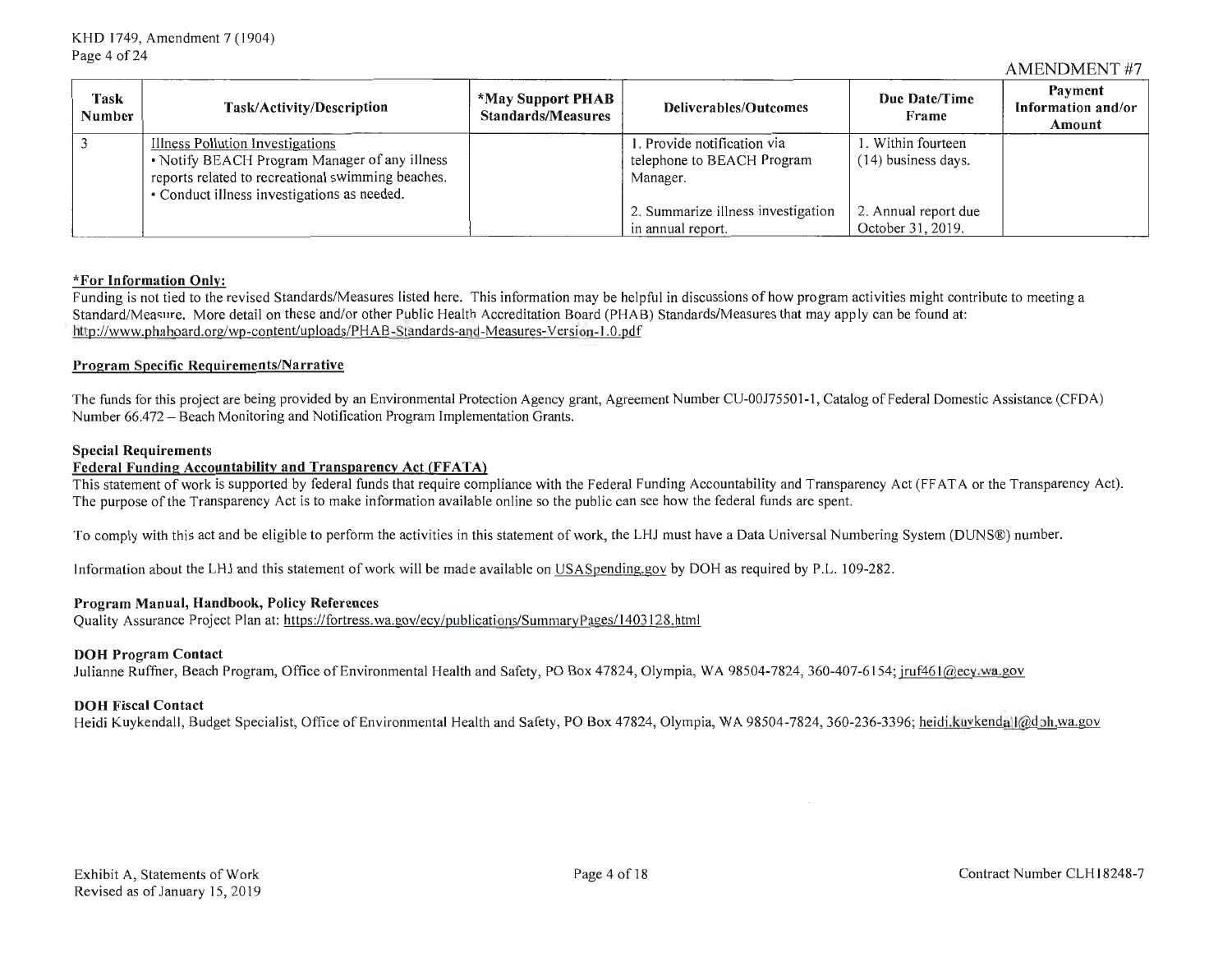AMENDMENT #7

| Task Number | Task/Activity/Description | *May Support PHAB Standards/Measures | Deliverables/Outcomes | Due Date/Time Frame | Payment Information and/or Amount |
|---|---|---|---|---|---|
| 3 | Illness Pollution Investigations<br>• Notify BEACH Program Manager of any illness reports related to recreational swimming beaches.<br>• Conduct illness investigations as needed. | | 1. Provide notification via telephone to BEACH Program Manager.<br><br>2. Summarize illness investigation in annual report. | 1. Within fourteen (14) business days.<br><br>2. Annual report due October 31, 2019. | |

**\*For Information Only:**
Funding is not tied to the revised Standards/Measures listed here. This information may be helpful in discussions of how program activities might contribute to meeting a Standard/Measure. More detail on these and/or other Public Health Accreditation Board (PHAB) Standards/Measures that may apply can be found at: http://www.phaboard.org/wp-content/uploads/PHAB-Standards-and-Measures-Version-1.0.pdf

**Program Specific Requirements/Narrative**

The funds for this project are being provided by an Environmental Protection Agency grant, Agreement Number CU-00J75501-1, Catalog of Federal Domestic Assistance (CFDA) Number 66.472 – Beach Monitoring and Notification Program Implementation Grants.

**Special Requirements**
**Federal Funding Accountability and Transparency Act (FFATA)**
This statement of work is supported by federal funds that require compliance with the Federal Funding Accountability and Transparency Act (FFATA or the Transparency Act). The purpose of the Transparency Act is to make information available online so the public can see how the federal funds are spent.

To comply with this act and be eligible to perform the activities in this statement of work, the LHJ must have a Data Universal Numbering System (DUNS®) number.

Information about the LHJ and this statement of work will be made available on USASpending.gov by DOH as required by P.L. 109-282.

**Program Manual, Handbook, Policy References**
Quality Assurance Project Plan at: https://fortress.wa.gov/ecy/publications/SummaryPages/1403128.html

**DOH Program Contact**
Julianne Ruffner, Beach Program, Office of Environmental Health and Safety, PO Box 47824, Olympia, WA 98504-7824, 360-407-6154; jruf461@ecy.wa.gov

**DOH Fiscal Contact**
Heidi Kuykendall, Budget Specialist, Office of Environmental Health and Safety, PO Box 47824, Olympia, WA 98504-7824, 360-236-3396; heidi.kuykendall@doh.wa.gov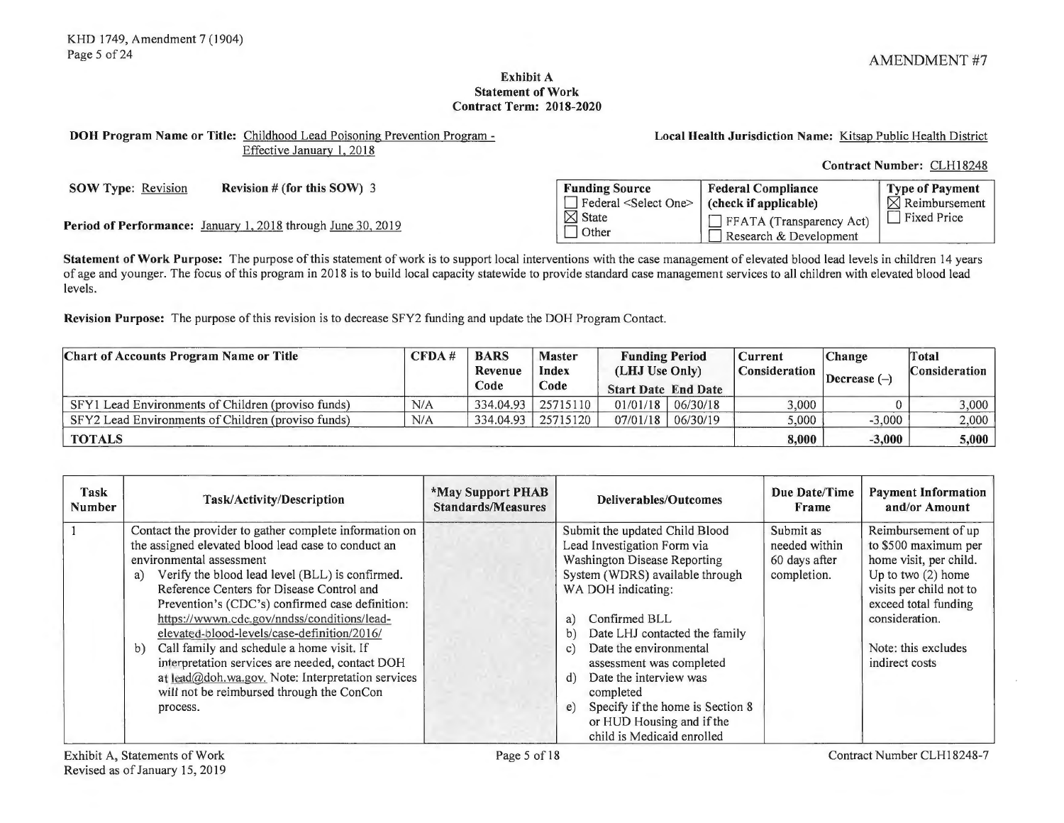AMENDMENT #7

**Exhibit A**
**Statement of Work**
**Contract Term: 2018-2020**

**DOH Program Name or Title:** Childhood Lead Poisoning Prevention Program - Effective January 1, 2018

**Local Health Jurisdiction Name:** Kitsap Public Health District

**Contract Number:** CLH18248

**SOW Type:** Revision **Revision # (for this SOW)** 3

**Period of Performance:** January 1, 2018 through June 30, 2019

| Funding Source | Federal Compliance (check if applicable) | Type of Payment |
|---|---|---|
| ☐ Federal <Select One> | ☐ FFATA (Transparency Act) | ☒ Reimbursement |
| ☒ State | ☐ Research & Development | ☐ Fixed Price |
| ☐ Other | | |

**Statement of Work Purpose:** The purpose of this statement of work is to support local interventions with the case management of elevated blood lead levels in children 14 years of age and younger. The focus of this program in 2018 is to build local capacity statewide to provide standard case management services to all children with elevated blood lead levels.

**Revision Purpose:** The purpose of this revision is to decrease SFY2 funding and update the DOH Program Contact.

| Chart of Accounts Program Name or Title | CFDA # | BARS Revenue Code | Master Index Code | Funding Period (LHJ Use Only) Start Date | End Date | Current Consideration | Change Decrease (–) | Total Consideration |
|---|---|---|---|---|---|---|---|---|
| SFY1 Lead Environments of Children (proviso funds) | N/A | 334.04.93 | 25715110 | 01/01/18 | 06/30/18 | 3,000 | 0 | 3,000 |
| SFY2 Lead Environments of Children (proviso funds) | N/A | 334.04.93 | 25715120 | 07/01/18 | 06/30/19 | 5,000 | -3,000 | 2,000 |
| **TOTALS** | | | | | | **8,000** | **-3,000** | **5,000** |

| Task Number | Task/Activity/Description | *May Support PHAB Standards/Measures | Deliverables/Outcomes | Due Date/Time Frame | Payment Information and/or Amount |
|---|---|---|---|---|---|
| 1 | Contact the provider to gather complete information on the assigned elevated blood lead case to conduct an environmental assessment<br>a) Verify the blood lead level (BLL) is confirmed. Reference Centers for Disease Control and Prevention's (CDC's) confirmed case definition: https://wwwn.cdc.gov/nndss/conditions/lead-elevated-blood-levels/case-definition/2016/<br>b) Call family and schedule a home visit. If interpretation services are needed, contact DOH at lead@doh.wa.gov. Note: Interpretation services will not be reimbursed through the ConCon process. | | Submit the updated Child Blood Lead Investigation Form via Washington Disease Reporting System (WDRS) available through WA DOH indicating:<br>a) Confirmed BLL<br>b) Date LHJ contacted the family<br>c) Date the environmental assessment was completed<br>d) Date the interview was completed<br>e) Specify if the home is Section 8 or HUD Housing and if the child is Medicaid enrolled | Submit as needed within 60 days after completion. | Reimbursement of up to $500 maximum per home visit, per child. Up to two (2) home visits per child not to exceed total funding consideration.<br><br>Note: this excludes indirect costs |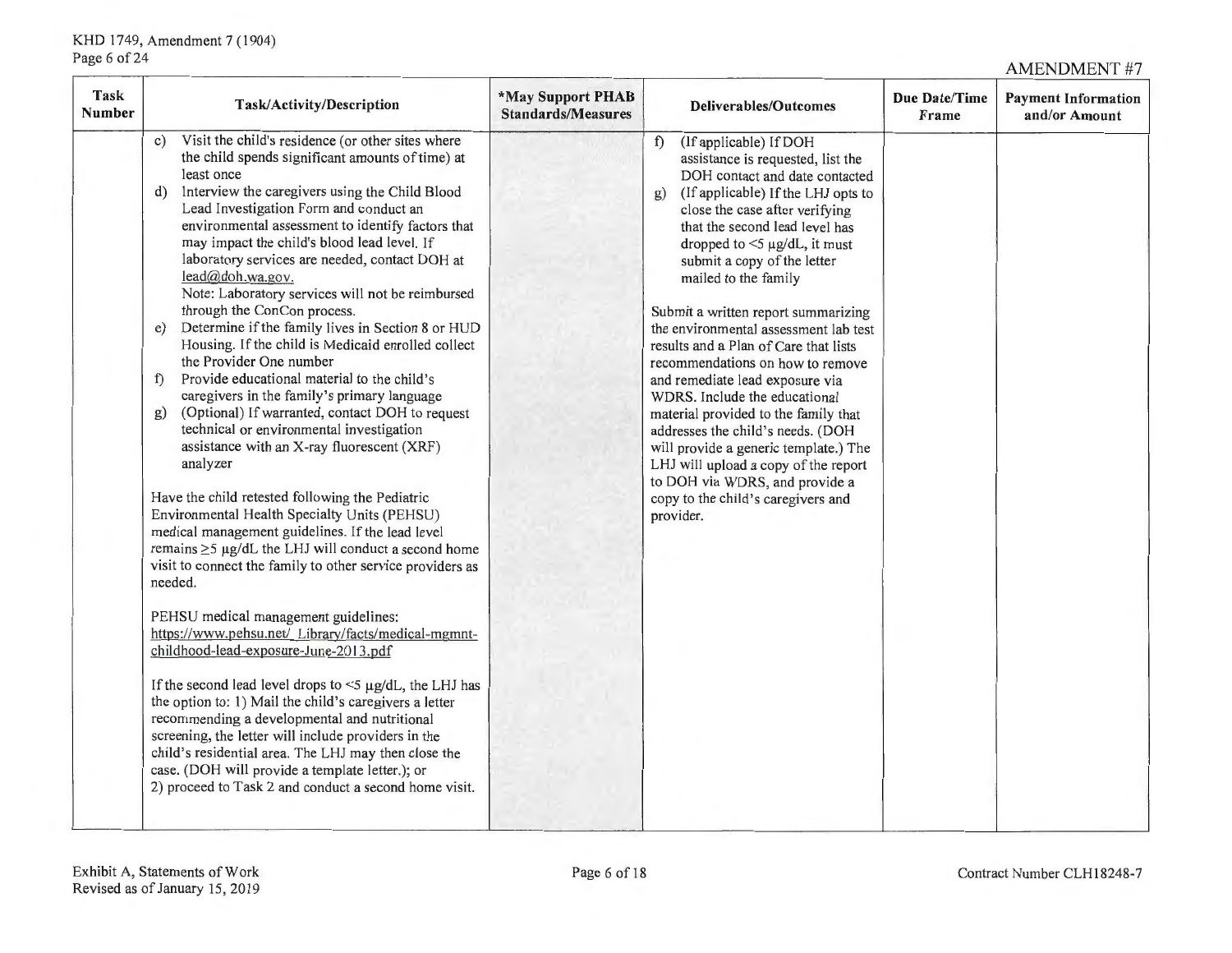AMENDMENT #7

| Task Number | Task/Activity/Description | *May Support PHAB Standards/Measures | Deliverables/Outcomes | Due Date/Time Frame | Payment Information and/or Amount |
|---|---|---|---|---|---|
| | c) Visit the child's residence (or other sites where the child spends significant amounts of time) at least once<br>d) Interview the caregivers using the Child Blood Lead Investigation Form and conduct an environmental assessment to identify factors that may impact the child's blood lead level. If laboratory services are needed, contact DOH at lead@doh.wa.gov.<br>Note: Laboratory services will not be reimbursed through the ConCon process.<br>e) Determine if the family lives in Section 8 or HUD Housing. If the child is Medicaid enrolled collect the Provider One number<br>f) Provide educational material to the child's caregivers in the family's primary language<br>g) (Optional) If warranted, contact DOH to request technical or environmental investigation assistance with an X-ray fluorescent (XRF) analyzer<br><br>Have the child retested following the Pediatric Environmental Health Specialty Units (PEHSU) medical management guidelines. If the lead level remains ≥5 µg/dL the LHJ will conduct a second home visit to connect the family to other service providers as needed.<br><br>PEHSU medical management guidelines: https://www.pehsu.net/_Library/facts/medical-mgmnt-childhood-lead-exposure-June-2013.pdf<br><br>If the second lead level drops to <5 µg/dL, the LHJ has the option to: 1) Mail the child's caregivers a letter recommending a developmental and nutritional screening, the letter will include providers in the child's residential area. The LHJ may then close the case. (DOH will provide a template letter.); or<br>2) proceed to Task 2 and conduct a second home visit. | | f) (If applicable) If DOH assistance is requested, list the DOH contact and date contacted<br>g) (If applicable) If the LHJ opts to close the case after verifying that the second lead level has dropped to <5 µg/dL, it must submit a copy of the letter mailed to the family<br><br>Submit a written report summarizing the environmental assessment lab test results and a Plan of Care that lists recommendations on how to remove and remediate lead exposure via WDRS. Include the educational material provided to the family that addresses the child's needs. (DOH will provide a generic template.) The LHJ will upload a copy of the report to DOH via WDRS, and provide a copy to the child's caregivers and provider. | | |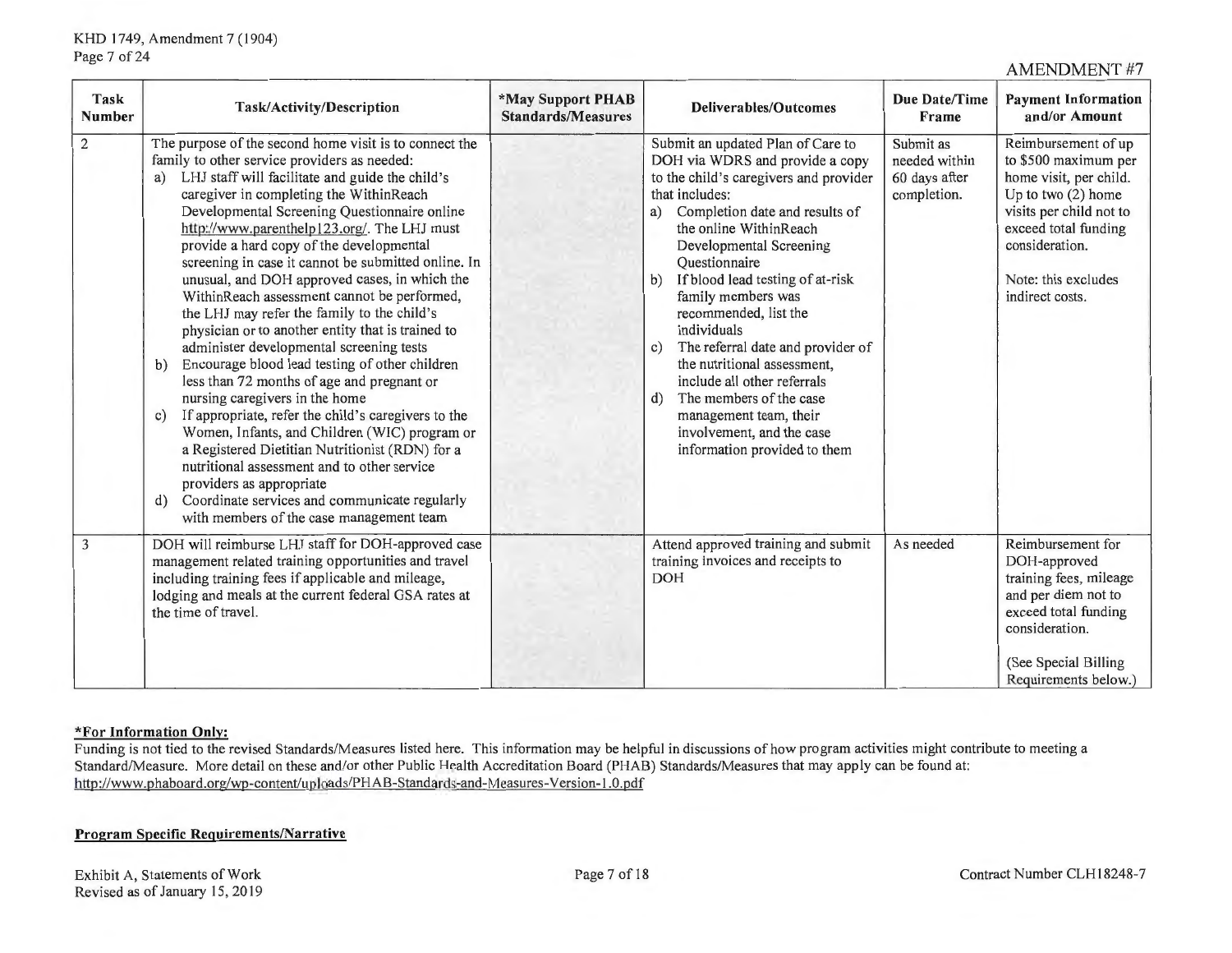AMENDMENT #7

| Task Number | Task/Activity/Description | *May Support PHAB Standards/Measures | Deliverables/Outcomes | Due Date/Time Frame | Payment Information and/or Amount |
|---|---|---|---|---|---|
| 2 | The purpose of the second home visit is to connect the family to other service providers as needed:<br>a) LHJ staff will facilitate and guide the child's caregiver in completing the WithinReach Developmental Screening Questionnaire online http://www.parenthelp123.org/. The LHJ must provide a hard copy of the developmental screening in case it cannot be submitted online. In unusual, and DOH approved cases, in which the WithinReach assessment cannot be performed, the LHJ may refer the family to the child's physician or to another entity that is trained to administer developmental screening tests<br>b) Encourage blood lead testing of other children less than 72 months of age and pregnant or nursing caregivers in the home<br>c) If appropriate, refer the child's caregivers to the Women, Infants, and Children (WIC) program or a Registered Dietitian Nutritionist (RDN) for a nutritional assessment and to other service providers as appropriate<br>d) Coordinate services and communicate regularly with members of the case management team | | Submit an updated Plan of Care to DOH via WDRS and provide a copy to the child's caregivers and provider that includes:<br>a) Completion date and results of the online WithinReach Developmental Screening Questionnaire<br>b) If blood lead testing of at-risk family members was recommended, list the individuals<br>c) The referral date and provider of the nutritional assessment, include all other referrals<br>d) The members of the case management team, their involvement, and the case information provided to them | Submit as needed within 60 days after completion. | Reimbursement of up to $500 maximum per home visit, per child. Up to two (2) home visits per child not to exceed total funding consideration.<br><br>Note: this excludes indirect costs. |
| 3 | DOH will reimburse LHJ staff for DOH-approved case management related training opportunities and travel including training fees if applicable and mileage, lodging and meals at the current federal GSA rates at the time of travel. | | Attend approved training and submit training invoices and receipts to DOH | As needed | Reimbursement for DOH-approved training fees, mileage and per diem not to exceed total funding consideration.<br><br>(See Special Billing Requirements below.) |

**\*For Information Only:**

Funding is not tied to the revised Standards/Measures listed here. This information may be helpful in discussions of how program activities might contribute to meeting a Standard/Measure. More detail on these and/or other Public Health Accreditation Board (PHAB) Standards/Measures that may apply can be found at: http://www.phaboard.org/wp-content/uploads/PHAB-Standards-and-Measures-Version-1.0.pdf

**Program Specific Requirements/Narrative**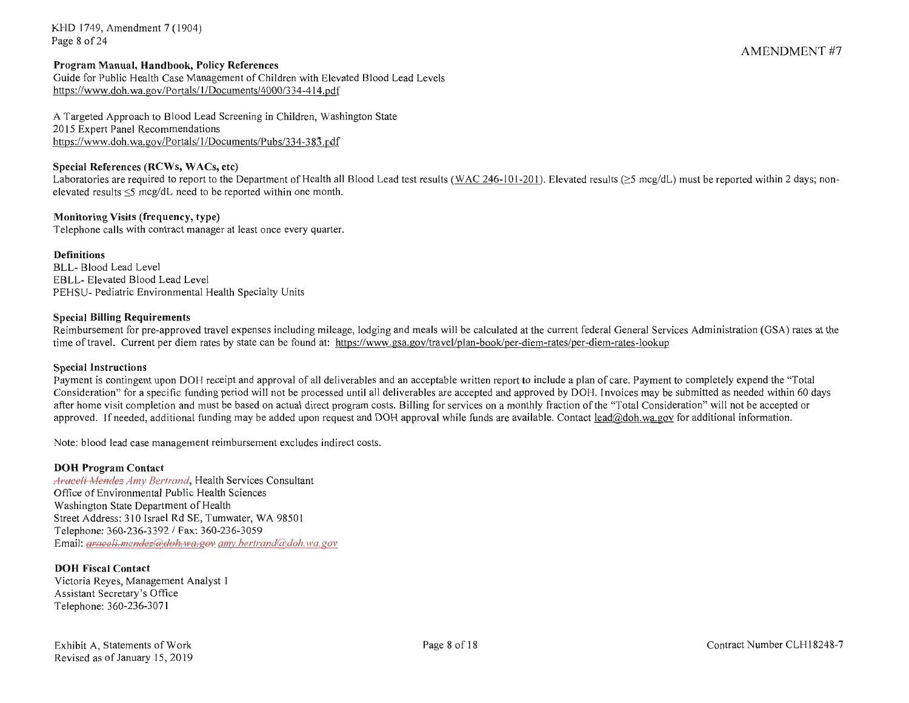AMENDMENT #7

**Program Manual, Handbook, Policy References**
Guide for Public Health Case Management of Children with Elevated Blood Lead Levels
https://www.doh.wa.gov/Portals/1/Documents/4000/334-414.pdf

A Targeted Approach to Blood Lead Screening in Children, Washington State
2015 Expert Panel Recommendations
https://www.doh.wa.gov/Portals/1/Documents/Pubs/334-383.pdf

**Special References (RCWs, WACs, etc)**
Laboratories are required to report to the Department of Health all Blood Lead test results (WAC 246-101-201). Elevated results (≥5 mcg/dL) must be reported within 2 days; non-elevated results ≤5 mcg/dL need to be reported within one month.

**Monitoring Visits (frequency, type)**
Telephone calls with contract manager at least once every quarter.

**Definitions**
BLL- Blood Lead Level
EBLL- Elevated Blood Lead Level
PEHSU- Pediatric Environmental Health Specialty Units

**Special Billing Requirements**
Reimbursement for pre-approved travel expenses including mileage, lodging and meals will be calculated at the current federal General Services Administration (GSA) rates at the time of travel. Current per diem rates by state can be found at: https://www.gsa.gov/travel/plan-book/per-diem-rates/per-diem-rates-lookup

**Special Instructions**
Payment is contingent upon DOH receipt and approval of all deliverables and an acceptable written report to include a plan of care. Payment to completely expend the "Total Consideration" for a specific funding period will not be processed until all deliverables are accepted and approved by DOH. Invoices may be submitted as needed within 60 days after home visit completion and must be based on actual direct program costs. Billing for services on a monthly fraction of the "Total Consideration" will not be accepted or approved. If needed, additional funding may be added upon request and DOH approval while funds are available. Contact lead@doh.wa.gov for additional information.

Note: blood lead case management reimbursement excludes indirect costs.

**DOH Program Contact**
~~Araceli Mendez~~ *Amy Bertrand*, Health Services Consultant
Office of Environmental Public Health Sciences
Washington State Department of Health
Street Address: 310 Israel Rd SE, Tumwater, WA 98501
Telephone: 360-236-3392 / Fax: 360-236-3059
Email: ~~araceli.mendez@doh.wa.gov~~ *amy.bertrand@doh.wa.gov*

**DOH Fiscal Contact**
Victoria Reyes, Management Analyst 1
Assistant Secretary's Office
Telephone: 360-236-3071

Exhibit A, Statements of Work
Revised as of January 15, 2019

Contract Number CLH18248-7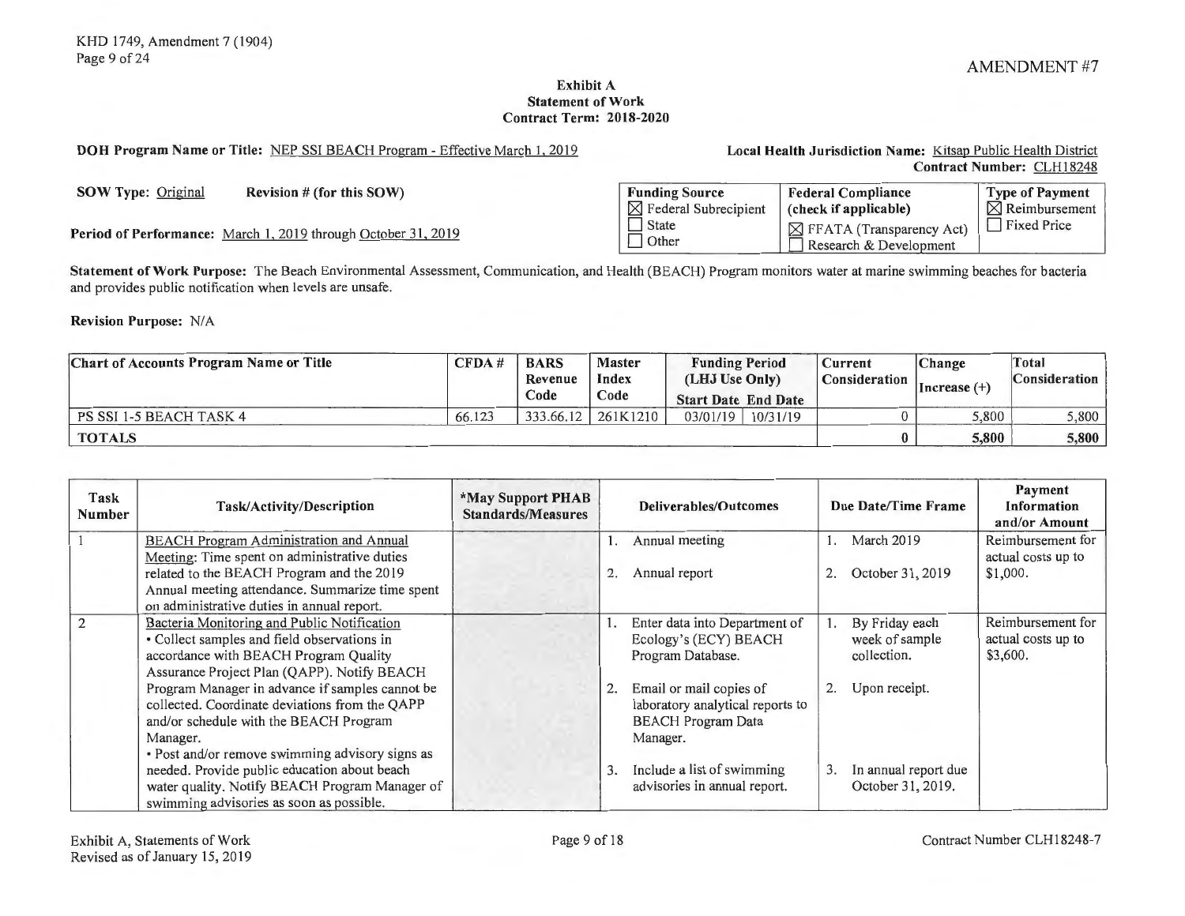AMENDMENT #7

**Exhibit A**
**Statement of Work**
**Contract Term: 2018-2020**

**DOH Program Name or Title:** NEP SSI BEACH Program - Effective March 1, 2019

**Local Health Jurisdiction Name:** Kitsap Public Health District
**Contract Number:** CLH18248

**SOW Type:** Original **Revision # (for this SOW)**

**Period of Performance:** March 1, 2019 through October 31, 2019

| Funding Source | Federal Compliance (check if applicable) | Type of Payment |
|---|---|---|
| ☒ Federal Subrecipient | ☒ FFATA (Transparency Act) | ☒ Reimbursement |
| ☐ State | ☐ Research & Development | ☐ Fixed Price |
| ☐ Other | | |

**Statement of Work Purpose:** The Beach Environmental Assessment, Communication, and Health (BEACH) Program monitors water at marine swimming beaches for bacteria and provides public notification when levels are unsafe.

**Revision Purpose:** N/A

| Chart of Accounts Program Name or Title | CFDA # | BARS Revenue Code | Master Index Code | Funding Period (LHJ Use Only) Start Date | End Date | Current Consideration | Change Increase (+) | Total Consideration |
|---|---|---|---|---|---|---|---|---|
| PS SSI 1-5 BEACH TASK 4 | 66.123 | 333.66.12 | 261K1210 | 03/01/19 | 10/31/19 | 0 | 5,800 | 5,800 |
| **TOTALS** | | | | | | **0** | **5,800** | **5,800** |

| Task Number | Task/Activity/Description | *May Support PHAB Standards/Measures | Deliverables/Outcomes | Due Date/Time Frame | Payment Information and/or Amount |
|---|---|---|---|---|---|
| 1 | BEACH Program Administration and Annual Meeting: Time spent on administrative duties related to the BEACH Program and the 2019 Annual meeting attendance. Summarize time spent on administrative duties in annual report. | | 1. Annual meeting<br><br>2. Annual report | 1. March 2019<br><br>2. October 31, 2019 | Reimbursement for actual costs up to $1,000. |
| 2 | Bacteria Monitoring and Public Notification<br>• Collect samples and field observations in accordance with BEACH Program Quality Assurance Project Plan (QAPP). Notify BEACH Program Manager in advance if samples cannot be collected. Coordinate deviations from the QAPP and/or schedule with the BEACH Program Manager.<br>• Post and/or remove swimming advisory signs as needed. Provide public education about beach water quality. Notify BEACH Program Manager of swimming advisories as soon as possible. | | 1. Enter data into Department of Ecology's (ECY) BEACH Program Database.<br><br>2. Email or mail copies of laboratory analytical reports to BEACH Program Data Manager.<br><br>3. Include a list of swimming advisories in annual report. | 1. By Friday each week of sample collection.<br><br>2. Upon receipt.<br><br>3. In annual report due October 31, 2019. | Reimbursement for actual costs up to $3,600. |

Exhibit A, Statements of Work
Revised as of January 15, 2019

Contract Number CLH18248-7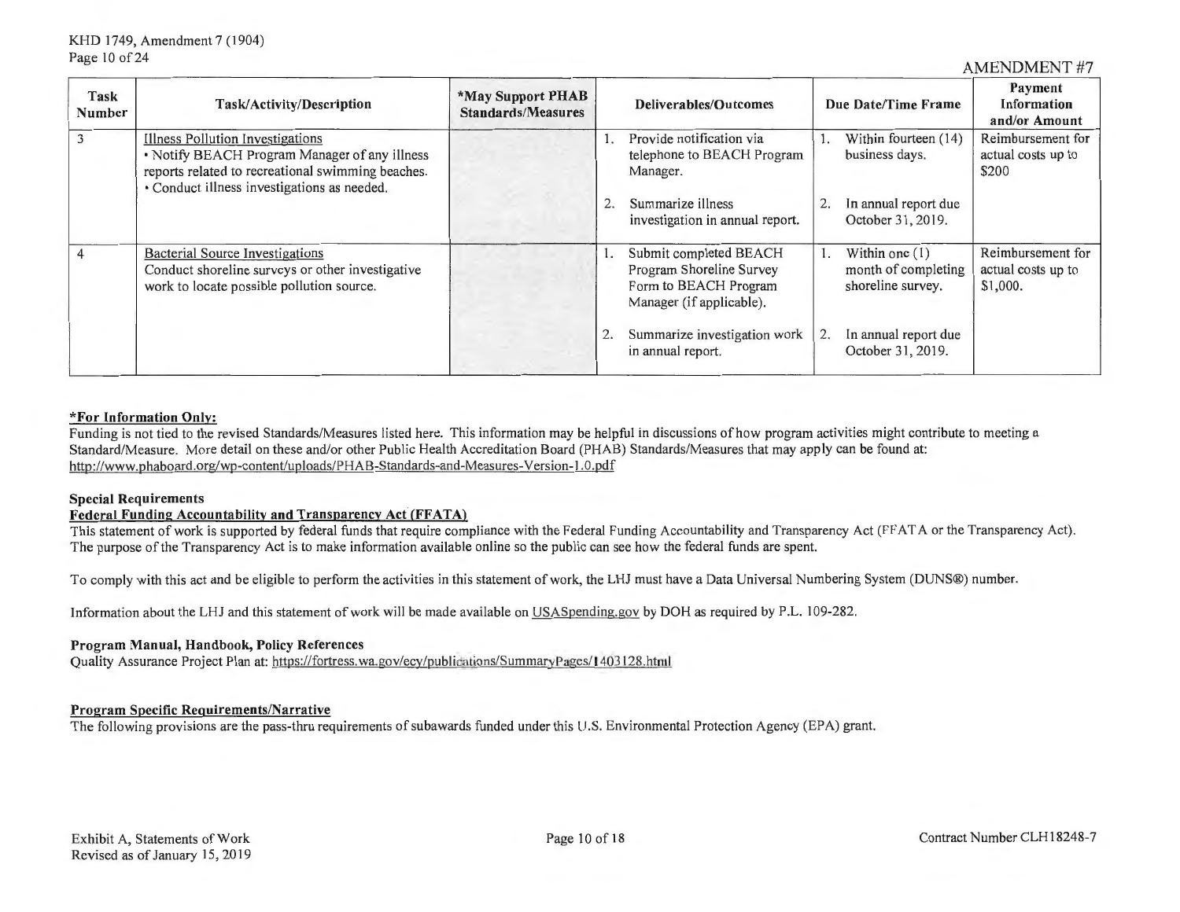AMENDMENT #7

| Task Number | Task/Activity/Description | *May Support PHAB Standards/Measures | Deliverables/Outcomes | Due Date/Time Frame | Payment Information and/or Amount |
|---|---|---|---|---|---|
| 3 | Illness Pollution Investigations<br>• Notify BEACH Program Manager of any illness reports related to recreational swimming beaches.<br>• Conduct illness investigations as needed. | | 1. Provide notification via telephone to BEACH Program Manager.<br>2. Summarize illness investigation in annual report. | 1. Within fourteen (14) business days.<br>2. In annual report due October 31, 2019. | Reimbursement for actual costs up to $200 |
| 4 | Bacterial Source Investigations<br>Conduct shoreline surveys or other investigative work to locate possible pollution source. | | 1. Submit completed BEACH Program Shoreline Survey Form to BEACH Program Manager (if applicable).<br>2. Summarize investigation work in annual report. | 1. Within one (1) month of completing shoreline survey.<br>2. In annual report due October 31, 2019. | Reimbursement for actual costs up to $1,000. |

**\*For Information Only:**
Funding is not tied to the revised Standards/Measures listed here. This information may be helpful in discussions of how program activities might contribute to meeting a Standard/Measure. More detail on these and/or other Public Health Accreditation Board (PHAB) Standards/Measures that may apply can be found at: http://www.phaboard.org/wp-content/uploads/PHAB-Standards-and-Measures-Version-1.0.pdf

**Special Requirements**

**Federal Funding Accountability and Transparency Act (FFATA)**

This statement of work is supported by federal funds that require compliance with the Federal Funding Accountability and Transparency Act (FFATA or the Transparency Act). The purpose of the Transparency Act is to make information available online so the public can see how the federal funds are spent.

To comply with this act and be eligible to perform the activities in this statement of work, the LHJ must have a Data Universal Numbering System (DUNS®) number.

Information about the LHJ and this statement of work will be made available on USASpending.gov by DOH as required by P.L. 109-282.

**Program Manual, Handbook, Policy References**

Quality Assurance Project Plan at: https://fortress.wa.gov/ecy/publications/SummaryPages/1403128.html

**Program Specific Requirements/Narrative**

The following provisions are the pass-thru requirements of subawards funded under this U.S. Environmental Protection Agency (EPA) grant.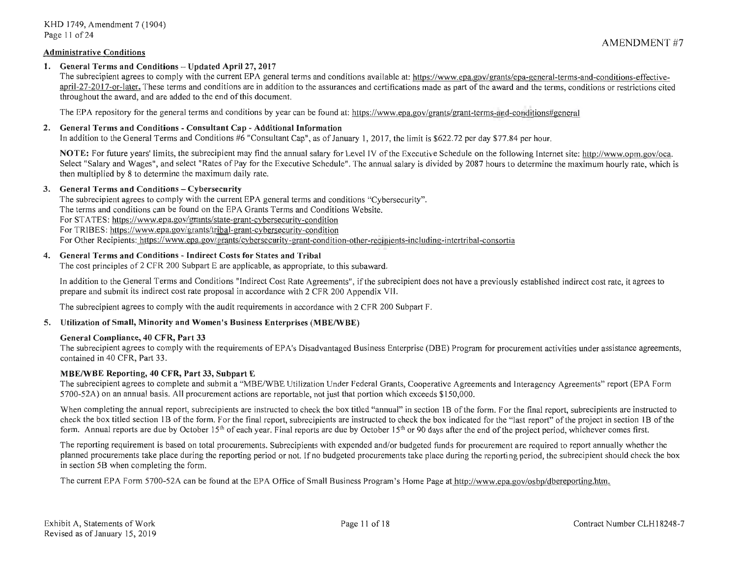AMENDMENT #7

## Administrative Conditions

**1. General Terms and Conditions – Updated April 27, 2017**

The subrecipient agrees to comply with the current EPA general terms and conditions available at: https://www.epa.gov/grants/epa-general-terms-and-conditions-effective-april-27-2017-or-later. These terms and conditions are in addition to the assurances and certifications made as part of the award and the terms, conditions or restrictions cited throughout the award, and are added to the end of this document.

The EPA repository for the general terms and conditions by year can be found at: https://www.epa.gov/grants/grant-terms-and-conditions#general

**2. General Terms and Conditions - Consultant Cap - Additional Information**

In addition to the General Terms and Conditions #6 "Consultant Cap", as of January 1, 2017, the limit is $622.72 per day $77.84 per hour.

**NOTE:** For future years' limits, the subrecipient may find the annual salary for Level IV of the Executive Schedule on the following Internet site: http://www.opm.gov/oca. Select "Salary and Wages", and select "Rates of Pay for the Executive Schedule". The annual salary is divided by 2087 hours to determine the maximum hourly rate, which is then multiplied by 8 to determine the maximum daily rate.

**3. General Terms and Conditions – Cybersecurity**

The subrecipient agrees to comply with the current EPA general terms and conditions "Cybersecurity".
The terms and conditions can be found on the EPA Grants Terms and Conditions Website.
For STATES: https://www.epa.gov/grants/state-grant-cybersecurity-condition
For TRIBES: https://www.epa.gov/grants/tribal-grant-cybersecurity-condition
For Other Recipients: https://www.epa.gov/grants/cybersecurity-grant-condition-other-recipients-including-intertribal-consortia

**4. General Terms and Conditions - Indirect Costs for States and Tribal**

The cost principles of 2 CFR 200 Subpart E are applicable, as appropriate, to this subaward.

In addition to the General Terms and Conditions "Indirect Cost Rate Agreements", if the subrecipient does not have a previously established indirect cost rate, it agrees to prepare and submit its indirect cost rate proposal in accordance with 2 CFR 200 Appendix VII.

The subrecipient agrees to comply with the audit requirements in accordance with 2 CFR 200 Subpart F.

**5. Utilization of Small, Minority and Women's Business Enterprises (MBE/WBE)**

**General Compliance, 40 CFR, Part 33**

The subrecipient agrees to comply with the requirements of EPA's Disadvantaged Business Enterprise (DBE) Program for procurement activities under assistance agreements, contained in 40 CFR, Part 33.

**MBE/WBE Reporting, 40 CFR, Part 33, Subpart E**

The subrecipient agrees to complete and submit a "MBE/WBE Utilization Under Federal Grants, Cooperative Agreements and Interagency Agreements" report (EPA Form 5700-52A) on an annual basis. All procurement actions are reportable, not just that portion which exceeds $150,000.

When completing the annual report, subrecipients are instructed to check the box titled "annual" in section 1B of the form. For the final report, subrecipients are instructed to check the box titled section 1B of the form. For the final report, subrecipients are instructed to check the box indicated for the "last report" of the project in section 1B of the form. Annual reports are due by October 15th of each year. Final reports are due by October 15th or 90 days after the end of the project period, whichever comes first.

The reporting requirement is based on total procurements. Subrecipients with expended and/or budgeted funds for procurement are required to report annually whether the planned procurements take place during the reporting period or not. If no budgeted procurements take place during the reporting period, the subrecipient should check the box in section 5B when completing the form.

The current EPA Form 5700-52A can be found at the EPA Office of Small Business Program's Home Page at http://www.epa.gov/osbp/dbereporting.htm.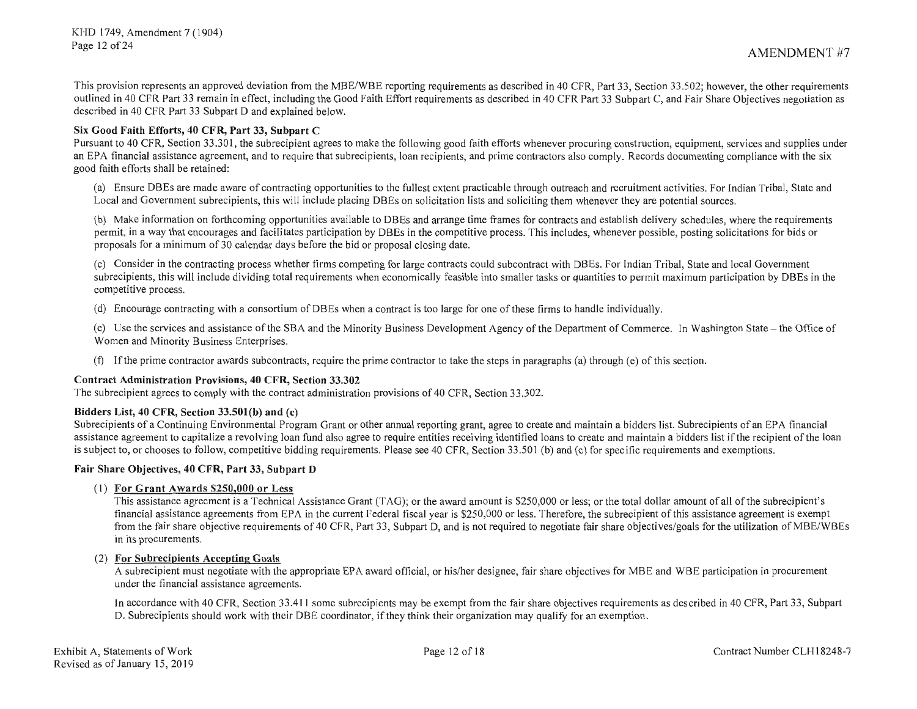This provision represents an approved deviation from the MBE/WBE reporting requirements as described in 40 CFR, Part 33, Section 33.502; however, the other requirements outlined in 40 CFR Part 33 remain in effect, including the Good Faith Effort requirements as described in 40 CFR Part 33 Subpart C, and Fair Share Objectives negotiation as described in 40 CFR Part 33 Subpart D and explained below.

**Six Good Faith Efforts, 40 CFR, Part 33, Subpart C**

Pursuant to 40 CFR, Section 33.301, the subrecipient agrees to make the following good faith efforts whenever procuring construction, equipment, services and supplies under an EPA financial assistance agreement, and to require that subrecipients, loan recipients, and prime contractors also comply. Records documenting compliance with the six good faith efforts shall be retained:

(a) Ensure DBEs are made aware of contracting opportunities to the fullest extent practicable through outreach and recruitment activities. For Indian Tribal, State and Local and Government subrecipients, this will include placing DBEs on solicitation lists and soliciting them whenever they are potential sources.

(b) Make information on forthcoming opportunities available to DBEs and arrange time frames for contracts and establish delivery schedules, where the requirements permit, in a way that encourages and facilitates participation by DBEs in the competitive process. This includes, whenever possible, posting solicitations for bids or proposals for a minimum of 30 calendar days before the bid or proposal closing date.

(c) Consider in the contracting process whether firms competing for large contracts could subcontract with DBEs. For Indian Tribal, State and local Government subrecipients, this will include dividing total requirements when economically feasible into smaller tasks or quantities to permit maximum participation by DBEs in the competitive process.

(d) Encourage contracting with a consortium of DBEs when a contract is too large for one of these firms to handle individually.

(e) Use the services and assistance of the SBA and the Minority Business Development Agency of the Department of Commerce. In Washington State – the Office of Women and Minority Business Enterprises.

(f) If the prime contractor awards subcontracts, require the prime contractor to take the steps in paragraphs (a) through (e) of this section.

**Contract Administration Provisions, 40 CFR, Section 33.302**

The subrecipient agrees to comply with the contract administration provisions of 40 CFR, Section 33.302.

**Bidders List, 40 CFR, Section 33.501(b) and (c)**

Subrecipients of a Continuing Environmental Program Grant or other annual reporting grant, agree to create and maintain a bidders list. Subrecipients of an EPA financial assistance agreement to capitalize a revolving loan fund also agree to require entities receiving identified loans to create and maintain a bidders list if the recipient of the loan is subject to, or chooses to follow, competitive bidding requirements. Please see 40 CFR, Section 33.501 (b) and (c) for specific requirements and exemptions.

**Fair Share Objectives, 40 CFR, Part 33, Subpart D**

(1) **For Grant Awards $250,000 or Less**

This assistance agreement is a Technical Assistance Grant (TAG); or the award amount is $250,000 or less; or the total dollar amount of all of the subrecipient's financial assistance agreements from EPA in the current Federal fiscal year is $250,000 or less. Therefore, the subrecipient of this assistance agreement is exempt from the fair share objective requirements of 40 CFR, Part 33, Subpart D, and is not required to negotiate fair share objectives/goals for the utilization of MBE/WBEs in its procurements.

(2) **For Subrecipients Accepting Goals**

A subrecipient must negotiate with the appropriate EPA award official, or his/her designee, fair share objectives for MBE and WBE participation in procurement under the financial assistance agreements.

In accordance with 40 CFR, Section 33.411 some subrecipients may be exempt from the fair share objectives requirements as described in 40 CFR, Part 33, Subpart D. Subrecipients should work with their DBE coordinator, if they think their organization may qualify for an exemption.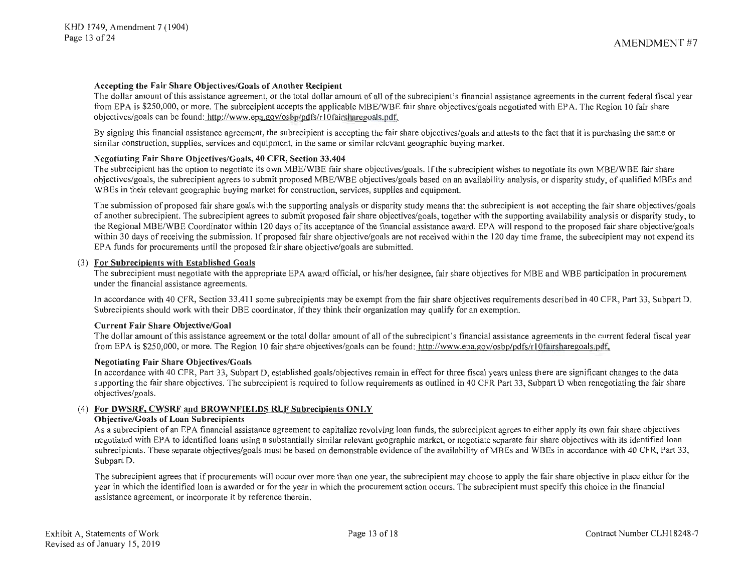AMENDMENT #7

**Accepting the Fair Share Objectives/Goals of Another Recipient**

The dollar amount of this assistance agreement, or the total dollar amount of all of the subrecipient's financial assistance agreements in the current federal fiscal year from EPA is $250,000, or more. The subrecipient accepts the applicable MBE/WBE fair share objectives/goals negotiated with EPA. The Region 10 fair share objectives/goals can be found: http://www.epa.gov/osbp/pdfs/r10fairsharegoals.pdf.

By signing this financial assistance agreement, the subrecipient is accepting the fair share objectives/goals and attests to the fact that it is purchasing the same or similar construction, supplies, services and equipment, in the same or similar relevant geographic buying market.

**Negotiating Fair Share Objectives/Goals, 40 CFR, Section 33.404**

The subrecipient has the option to negotiate its own MBE/WBE fair share objectives/goals. If the subrecipient wishes to negotiate its own MBE/WBE fair share objectives/goals, the subrecipient agrees to submit proposed MBE/WBE objectives/goals based on an availability analysis, or disparity study, of qualified MBEs and WBEs in their relevant geographic buying market for construction, services, supplies and equipment.

The submission of proposed fair share goals with the supporting analysis or disparity study means that the subrecipient is **not** accepting the fair share objectives/goals of another subrecipient. The subrecipient agrees to submit proposed fair share objectives/goals, together with the supporting availability analysis or disparity study, to the Regional MBE/WBE Coordinator within 120 days of its acceptance of the financial assistance award. EPA will respond to the proposed fair share objective/goals within 30 days of receiving the submission. If proposed fair share objective/goals are not received within the 120 day time frame, the subrecipient may not expend its EPA funds for procurements until the proposed fair share objective/goals are submitted.

(3) **<u>For Subrecipients with Established Goals</u>**

The subrecipient must negotiate with the appropriate EPA award official, or his/her designee, fair share objectives for MBE and WBE participation in procurement under the financial assistance agreements.

In accordance with 40 CFR, Section 33.411 some subrecipients may be exempt from the fair share objectives requirements described in 40 CFR, Part 33, Subpart D. Subrecipients should work with their DBE coordinator, if they think their organization may qualify for an exemption.

**Current Fair Share Objective/Goal**

The dollar amount of this assistance agreement or the total dollar amount of all of the subrecipient's financial assistance agreements in the current federal fiscal year from EPA is $250,000, or more. The Region 10 fair share objectives/goals can be found: http://www.epa.gov/osbp/pdfs/r10fairsharegoals.pdf.

**Negotiating Fair Share Objectives/Goals**

In accordance with 40 CFR, Part 33, Subpart D, established goals/objectives remain in effect for three fiscal years unless there are significant changes to the data supporting the fair share objectives. The subrecipient is required to follow requirements as outlined in 40 CFR Part 33, Subpart D when renegotiating the fair share objectives/goals.

(4) **<u>For DWSRF, CWSRF and BROWNFIELDS RLF Subrecipients ONLY</u>**

**Objective/Goals of Loan Subrecipients**

As a subrecipient of an EPA financial assistance agreement to capitalize revolving loan funds, the subrecipient agrees to either apply its own fair share objectives negotiated with EPA to identified loans using a substantially similar relevant geographic market, or negotiate separate fair share objectives with its identified loan subrecipients. These separate objectives/goals must be based on demonstrable evidence of the availability of MBEs and WBEs in accordance with 40 CFR, Part 33, Subpart D.

The subrecipient agrees that if procurements will occur over more than one year, the subrecipient may choose to apply the fair share objective in place either for the year in which the identified loan is awarded or for the year in which the procurement action occurs. The subrecipient must specify this choice in the financial assistance agreement, or incorporate it by reference therein.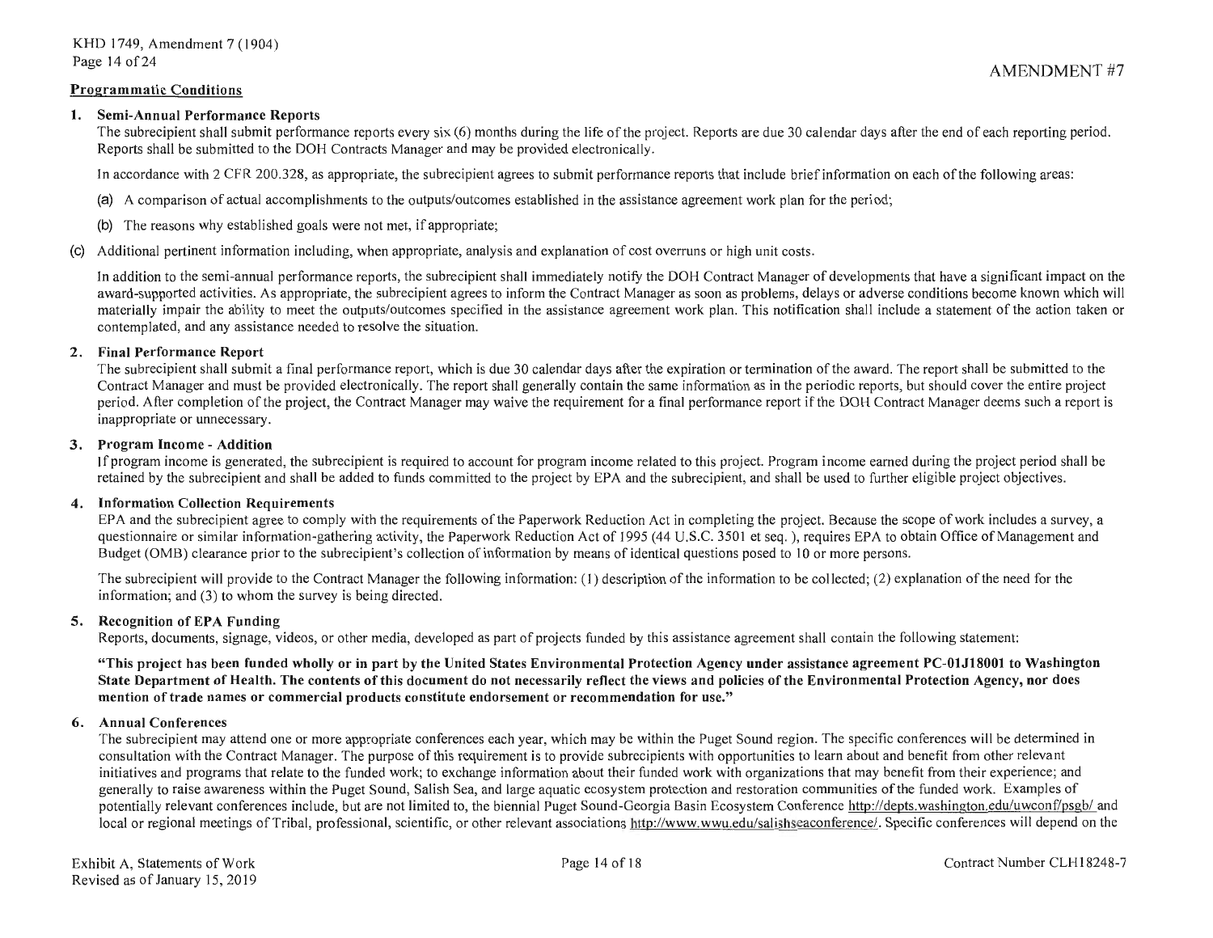## Programmatic Conditions

### 1. Semi-Annual Performance Reports

The subrecipient shall submit performance reports every six (6) months during the life of the project. Reports are due 30 calendar days after the end of each reporting period. Reports shall be submitted to the DOH Contracts Manager and may be provided electronically.

In accordance with 2 CFR 200.328, as appropriate, the subrecipient agrees to submit performance reports that include brief information on each of the following areas:

(a) A comparison of actual accomplishments to the outputs/outcomes established in the assistance agreement work plan for the period;

(b) The reasons why established goals were not met, if appropriate;

(c) Additional pertinent information including, when appropriate, analysis and explanation of cost overruns or high unit costs.

In addition to the semi-annual performance reports, the subrecipient shall immediately notify the DOH Contract Manager of developments that have a significant impact on the award-supported activities. As appropriate, the subrecipient agrees to inform the Contract Manager as soon as problems, delays or adverse conditions become known which will materially impair the ability to meet the outputs/outcomes specified in the assistance agreement work plan. This notification shall include a statement of the action taken or contemplated, and any assistance needed to resolve the situation.

### 2. Final Performance Report

The subrecipient shall submit a final performance report, which is due 30 calendar days after the expiration or termination of the award. The report shall be submitted to the Contract Manager and must be provided electronically. The report shall generally contain the same information as in the periodic reports, but should cover the entire project period. After completion of the project, the Contract Manager may waive the requirement for a final performance report if the DOH Contract Manager deems such a report is inappropriate or unnecessary.

### 3. Program Income - Addition

If program income is generated, the subrecipient is required to account for program income related to this project. Program income earned during the project period shall be retained by the subrecipient and shall be added to funds committed to the project by EPA and the subrecipient, and shall be used to further eligible project objectives.

### 4. Information Collection Requirements

EPA and the subrecipient agree to comply with the requirements of the Paperwork Reduction Act in completing the project. Because the scope of work includes a survey, a questionnaire or similar information-gathering activity, the Paperwork Reduction Act of 1995 (44 U.S.C. 3501 et seq. ), requires EPA to obtain Office of Management and Budget (OMB) clearance prior to the subrecipient's collection of information by means of identical questions posed to 10 or more persons.

The subrecipient will provide to the Contract Manager the following information: (1) description of the information to be collected; (2) explanation of the need for the information; and (3) to whom the survey is being directed.

### 5. Recognition of EPA Funding

Reports, documents, signage, videos, or other media, developed as part of projects funded by this assistance agreement shall contain the following statement:

**"This project has been funded wholly or in part by the United States Environmental Protection Agency under assistance agreement PC-01J18001 to Washington State Department of Health. The contents of this document do not necessarily reflect the views and policies of the Environmental Protection Agency, nor does mention of trade names or commercial products constitute endorsement or recommendation for use."**

### 6. Annual Conferences

The subrecipient may attend one or more appropriate conferences each year, which may be within the Puget Sound region. The specific conferences will be determined in consultation with the Contract Manager. The purpose of this requirement is to provide subrecipients with opportunities to learn about and benefit from other relevant initiatives and programs that relate to the funded work; to exchange information about their funded work with organizations that may benefit from their experience; and generally to raise awareness within the Puget Sound, Salish Sea, and large aquatic ecosystem protection and restoration communities of the funded work. Examples of potentially relevant conferences include, but are not limited to, the biennial Puget Sound-Georgia Basin Ecosystem Conference http://depts.washington.edu/uwconf/psgb/ and local or regional meetings of Tribal, professional, scientific, or other relevant associations http://www.wwu.edu/salishseaconference/. Specific conferences will depend on the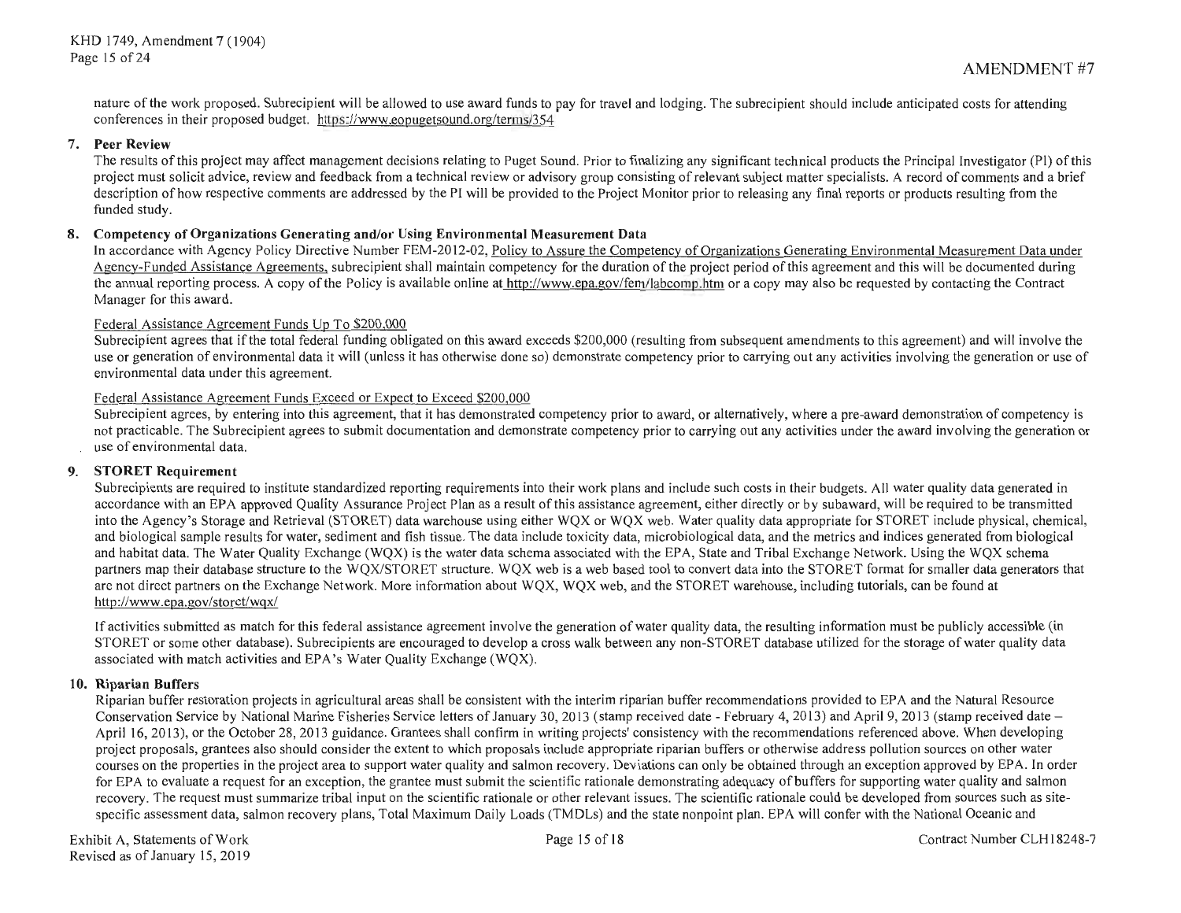nature of the work proposed. Subrecipient will be allowed to use award funds to pay for travel and lodging. The subrecipient should include anticipated costs for attending conferences in their proposed budget. https://www.eopugetsound.org/terms/354

**7. Peer Review**

The results of this project may affect management decisions relating to Puget Sound. Prior to finalizing any significant technical products the Principal Investigator (PI) of this project must solicit advice, review and feedback from a technical review or advisory group consisting of relevant subject matter specialists. A record of comments and a brief description of how respective comments are addressed by the PI will be provided to the Project Monitor prior to releasing any final reports or products resulting from the funded study.

**8. Competency of Organizations Generating and/or Using Environmental Measurement Data**

In accordance with Agency Policy Directive Number FEM-2012-02, Policy to Assure the Competency of Organizations Generating Environmental Measurement Data under Agency-Funded Assistance Agreements, subrecipient shall maintain competency for the duration of the project period of this agreement and this will be documented during the annual reporting process. A copy of the Policy is available online at http://www.epa.gov/fem/labcomp.htm or a copy may also be requested by contacting the Contract Manager for this award.

Federal Assistance Agreement Funds Up To $200,000

Subrecipient agrees that if the total federal funding obligated on this award exceeds $200,000 (resulting from subsequent amendments to this agreement) and will involve the use or generation of environmental data it will (unless it has otherwise done so) demonstrate competency prior to carrying out any activities involving the generation or use of environmental data under this agreement.

Federal Assistance Agreement Funds Exceed or Expect to Exceed $200,000

Subrecipient agrees, by entering into this agreement, that it has demonstrated competency prior to award, or alternatively, where a pre-award demonstration of competency is not practicable. The Subrecipient agrees to submit documentation and demonstrate competency prior to carrying out any activities under the award involving the generation or use of environmental data.

**9. STORET Requirement**

Subrecipients are required to institute standardized reporting requirements into their work plans and include such costs in their budgets. All water quality data generated in accordance with an EPA approved Quality Assurance Project Plan as a result of this assistance agreement, either directly or by subaward, will be required to be transmitted into the Agency's Storage and Retrieval (STORET) data warehouse using either WQX or WQX web. Water quality data appropriate for STORET include physical, chemical, and biological sample results for water, sediment and fish tissue. The data include toxicity data, microbiological data, and the metrics and indices generated from biological and habitat data. The Water Quality Exchange (WQX) is the water data schema associated with the EPA, State and Tribal Exchange Network. Using the WQX schema partners map their database structure to the WQX/STORET structure. WQX web is a web based tool to convert data into the STORET format for smaller data generators that are not direct partners on the Exchange Network. More information about WQX, WQX web, and the STORET warehouse, including tutorials, can be found at http://www.epa.gov/storet/wqx/

If activities submitted as match for this federal assistance agreement involve the generation of water quality data, the resulting information must be publicly accessible (in STORET or some other database). Subrecipients are encouraged to develop a cross walk between any non-STORET database utilized for the storage of water quality data associated with match activities and EPA's Water Quality Exchange (WQX).

**10. Riparian Buffers**

Riparian buffer restoration projects in agricultural areas shall be consistent with the interim riparian buffer recommendations provided to EPA and the Natural Resource Conservation Service by National Marine Fisheries Service letters of January 30, 2013 (stamp received date - February 4, 2013) and April 9, 2013 (stamp received date – April 16, 2013), or the October 28, 2013 guidance. Grantees shall confirm in writing projects' consistency with the recommendations referenced above. When developing project proposals, grantees also should consider the extent to which proposals include appropriate riparian buffers or otherwise address pollution sources on other water courses on the properties in the project area to support water quality and salmon recovery. Deviations can only be obtained through an exception approved by EPA. In order for EPA to evaluate a request for an exception, the grantee must submit the scientific rationale demonstrating adequacy of buffers for supporting water quality and salmon recovery. The request must summarize tribal input on the scientific rationale or other relevant issues. The scientific rationale could be developed from sources such as site-specific assessment data, salmon recovery plans, Total Maximum Daily Loads (TMDLs) and the state nonpoint plan. EPA will confer with the National Oceanic and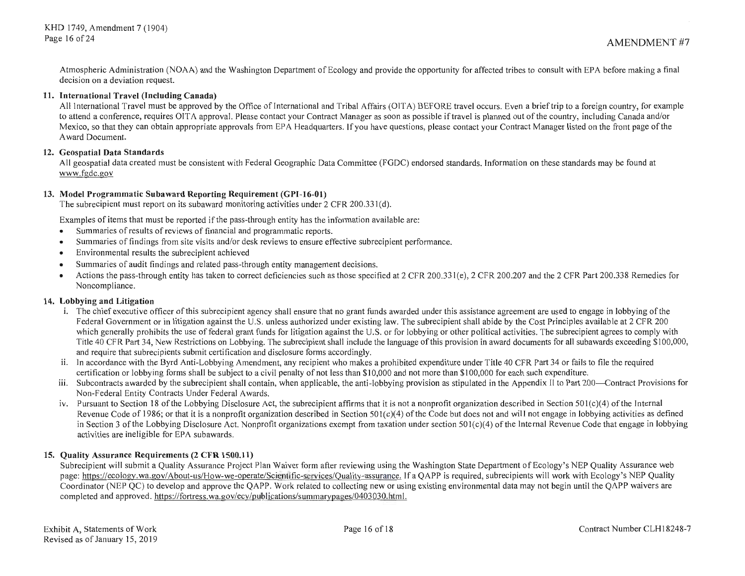Atmospheric Administration (NOAA) and the Washington Department of Ecology and provide the opportunity for affected tribes to consult with EPA before making a final decision on a deviation request.

**11. International Travel (Including Canada)**

All International Travel must be approved by the Office of International and Tribal Affairs (OITA) BEFORE travel occurs. Even a brief trip to a foreign country, for example to attend a conference, requires OITA approval. Please contact your Contract Manager as soon as possible if travel is planned out of the country, including Canada and/or Mexico, so that they can obtain appropriate approvals from EPA Headquarters. If you have questions, please contact your Contract Manager listed on the front page of the Award Document.

**12. Geospatial Data Standards**

All geospatial data created must be consistent with Federal Geographic Data Committee (FGDC) endorsed standards. Information on these standards may be found at www.fgdc.gov

**13. Model Programmatic Subaward Reporting Requirement (GPI-16-01)**

The subrecipient must report on its subaward monitoring activities under 2 CFR 200.331(d).

Examples of items that must be reported if the pass-through entity has the information available are:

- Summaries of results of reviews of financial and programmatic reports.
- Summaries of findings from site visits and/or desk reviews to ensure effective subrecipient performance.
- Environmental results the subrecipient achieved
- Summaries of audit findings and related pass-through entity management decisions.
- Actions the pass-through entity has taken to correct deficiencies such as those specified at 2 CFR 200.331(e), 2 CFR 200.207 and the 2 CFR Part 200.338 Remedies for Noncompliance.

**14. Lobbying and Litigation**

i. The chief executive officer of this subrecipient agency shall ensure that no grant funds awarded under this assistance agreement are used to engage in lobbying of the Federal Government or in litigation against the U.S. unless authorized under existing law. The subrecipient shall abide by the Cost Principles available at 2 CFR 200 which generally prohibits the use of federal grant funds for litigation against the U.S. or for lobbying or other political activities. The subrecipient agrees to comply with Title 40 CFR Part 34, New Restrictions on Lobbying. The subrecipient shall include the language of this provision in award documents for all subawards exceeding $100,000, and require that subrecipients submit certification and disclosure forms accordingly.

ii. In accordance with the Byrd Anti-Lobbying Amendment, any recipient who makes a prohibited expenditure under Title 40 CFR Part 34 or fails to file the required certification or lobbying forms shall be subject to a civil penalty of not less than $10,000 and not more than $100,000 for each such expenditure.

iii. Subcontracts awarded by the subrecipient shall contain, when applicable, the anti-lobbying provision as stipulated in the Appendix II to Part 200—Contract Provisions for Non-Federal Entity Contracts Under Federal Awards.

iv. Pursuant to Section 18 of the Lobbying Disclosure Act, the subrecipient affirms that it is not a nonprofit organization described in Section 501(c)(4) of the Internal Revenue Code of 1986; or that it is a nonprofit organization described in Section 501(c)(4) of the Code but does not and will not engage in lobbying activities as defined in Section 3 of the Lobbying Disclosure Act. Nonprofit organizations exempt from taxation under section 501(c)(4) of the Internal Revenue Code that engage in lobbying activities are ineligible for EPA subawards.

**15. Quality Assurance Requirements (2 CFR 1500.11)**

Subrecipient will submit a Quality Assurance Project Plan Waiver form after reviewing using the Washington State Department of Ecology's NEP Quality Assurance web page: https://ecology.wa.gov/About-us/How-we-operate/Scientific-services/Quality-assurance. If a QAPP is required, subrecipients will work with Ecology's NEP Quality Coordinator (NEP QC) to develop and approve the QAPP. Work related to collecting new or using existing environmental data may not begin until the QAPP waivers are completed and approved. https://fortress.wa.gov/ecy/publications/summarypages/0403030.html.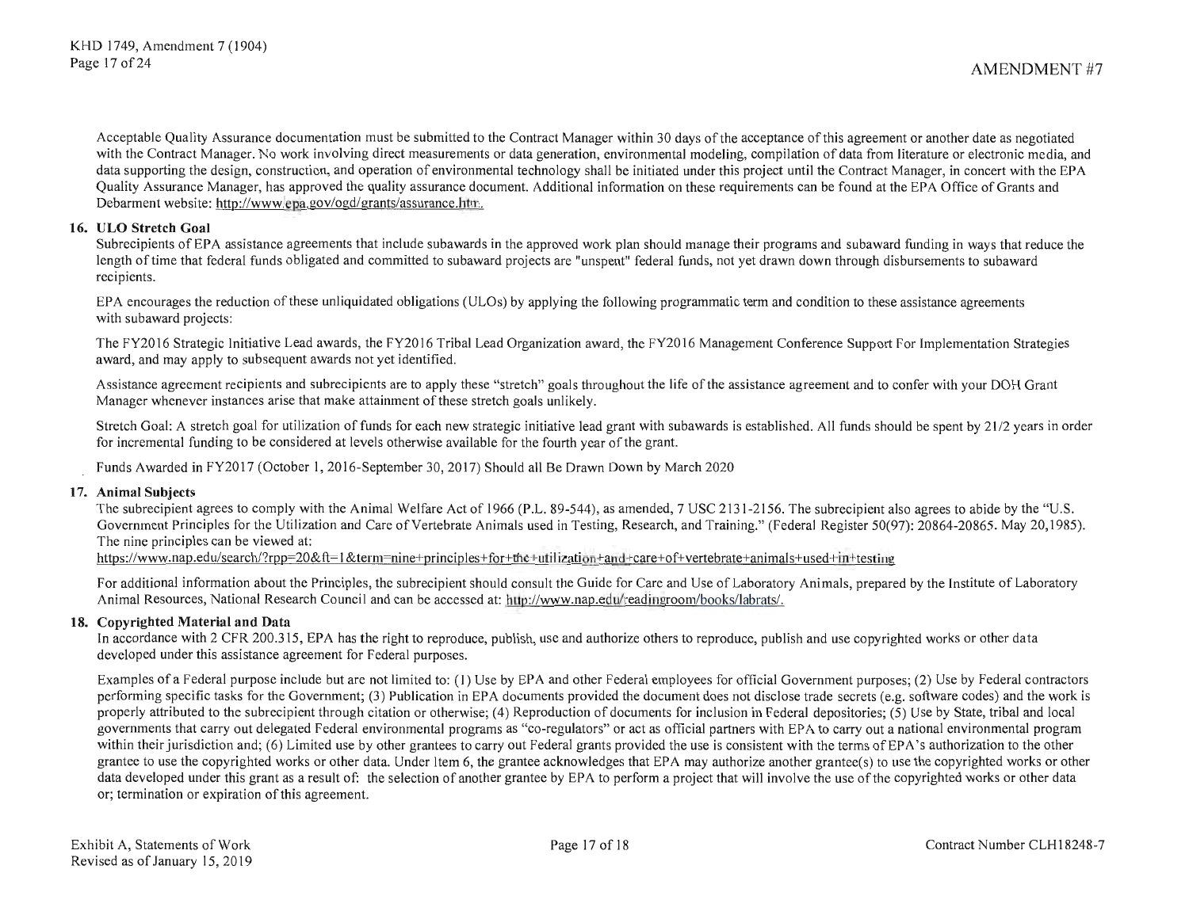Acceptable Quality Assurance documentation must be submitted to the Contract Manager within 30 days of the acceptance of this agreement or another date as negotiated with the Contract Manager. No work involving direct measurements or data generation, environmental modeling, compilation of data from literature or electronic media, and data supporting the design, construction, and operation of environmental technology shall be initiated under this project until the Contract Manager, in concert with the EPA Quality Assurance Manager, has approved the quality assurance document. Additional information on these requirements can be found at the EPA Office of Grants and Debarment website: http://www.epa.gov/ogd/grants/assurance.htm.

**16. ULO Stretch Goal**

Subrecipients of EPA assistance agreements that include subawards in the approved work plan should manage their programs and subaward funding in ways that reduce the length of time that federal funds obligated and committed to subaward projects are "unspent" federal funds, not yet drawn down through disbursements to subaward recipients.

EPA encourages the reduction of these unliquidated obligations (ULOs) by applying the following programmatic term and condition to these assistance agreements with subaward projects:

The FY2016 Strategic Initiative Lead awards, the FY2016 Tribal Lead Organization award, the FY2016 Management Conference Support For Implementation Strategies award, and may apply to subsequent awards not yet identified.

Assistance agreement recipients and subrecipients are to apply these "stretch" goals throughout the life of the assistance agreement and to confer with your DOH Grant Manager whenever instances arise that make attainment of these stretch goals unlikely.

Stretch Goal: A stretch goal for utilization of funds for each new strategic initiative lead grant with subawards is established. All funds should be spent by 21/2 years in order for incremental funding to be considered at levels otherwise available for the fourth year of the grant.

Funds Awarded in FY2017 (October 1, 2016-September 30, 2017) Should all Be Drawn Down by March 2020

**17. Animal Subjects**

The subrecipient agrees to comply with the Animal Welfare Act of 1966 (P.L. 89-544), as amended, 7 USC 2131-2156. The subrecipient also agrees to abide by the "U.S. Government Principles for the Utilization and Care of Vertebrate Animals used in Testing, Research, and Training." (Federal Register 50(97): 20864-20865. May 20,1985). The nine principles can be viewed at:
https://www.nap.edu/search/?rpp=20&ft=1&term=nine+principles+for+the+utilization+and+care+of+vertebrate+animals+used+in+testing

For additional information about the Principles, the subrecipient should consult the Guide for Care and Use of Laboratory Animals, prepared by the Institute of Laboratory Animal Resources, National Research Council and can be accessed at: http://www.nap.edu/readingroom/books/labrats/.

**18. Copyrighted Material and Data**

In accordance with 2 CFR 200.315, EPA has the right to reproduce, publish, use and authorize others to reproduce, publish and use copyrighted works or other data developed under this assistance agreement for Federal purposes.

Examples of a Federal purpose include but are not limited to: (1) Use by EPA and other Federal employees for official Government purposes; (2) Use by Federal contractors performing specific tasks for the Government; (3) Publication in EPA documents provided the document does not disclose trade secrets (e.g. software codes) and the work is properly attributed to the subrecipient through citation or otherwise; (4) Reproduction of documents for inclusion in Federal depositories; (5) Use by State, tribal and local governments that carry out delegated Federal environmental programs as "co-regulators" or act as official partners with EPA to carry out a national environmental program within their jurisdiction and; (6) Limited use by other grantees to carry out Federal grants provided the use is consistent with the terms of EPA's authorization to the other grantee to use the copyrighted works or other data. Under Item 6, the grantee acknowledges that EPA may authorize another grantee(s) to use the copyrighted works or other data developed under this grant as a result of: the selection of another grantee by EPA to perform a project that will involve the use of the copyrighted works or other data or; termination or expiration of this agreement.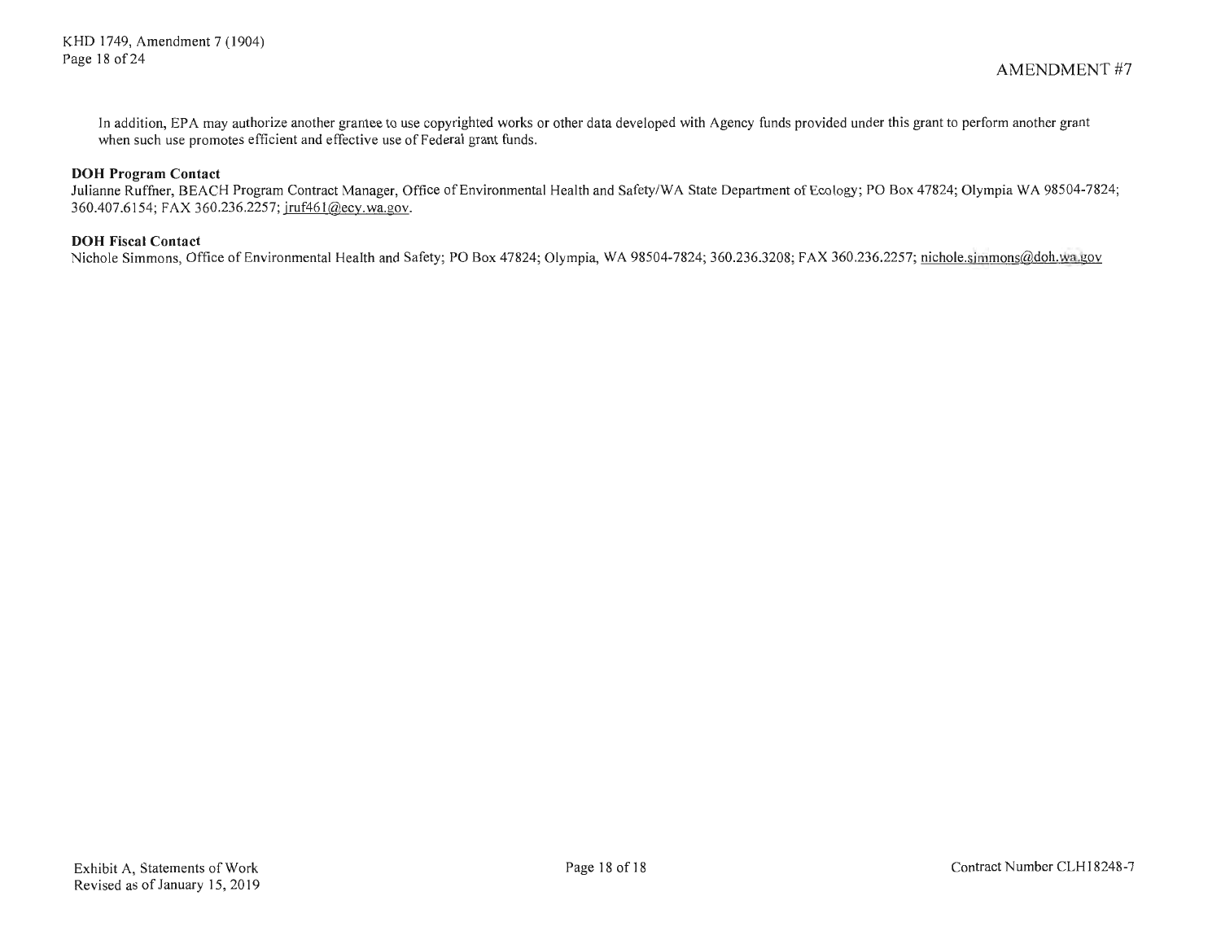In addition, EPA may authorize another grantee to use copyrighted works or other data developed with Agency funds provided under this grant to perform another grant when such use promotes efficient and effective use of Federal grant funds.

**DOH Program Contact**

Julianne Ruffner, BEACH Program Contract Manager, Office of Environmental Health and Safety/WA State Department of Ecology; PO Box 47824; Olympia WA 98504-7824; 360.407.6154; FAX 360.236.2257; jruf461@ecy.wa.gov.

**DOH Fiscal Contact**

Nichole Simmons, Office of Environmental Health and Safety; PO Box 47824; Olympia, WA 98504-7824; 360.236.3208; FAX 360.236.2257; nichole.simmons@doh.wa.gov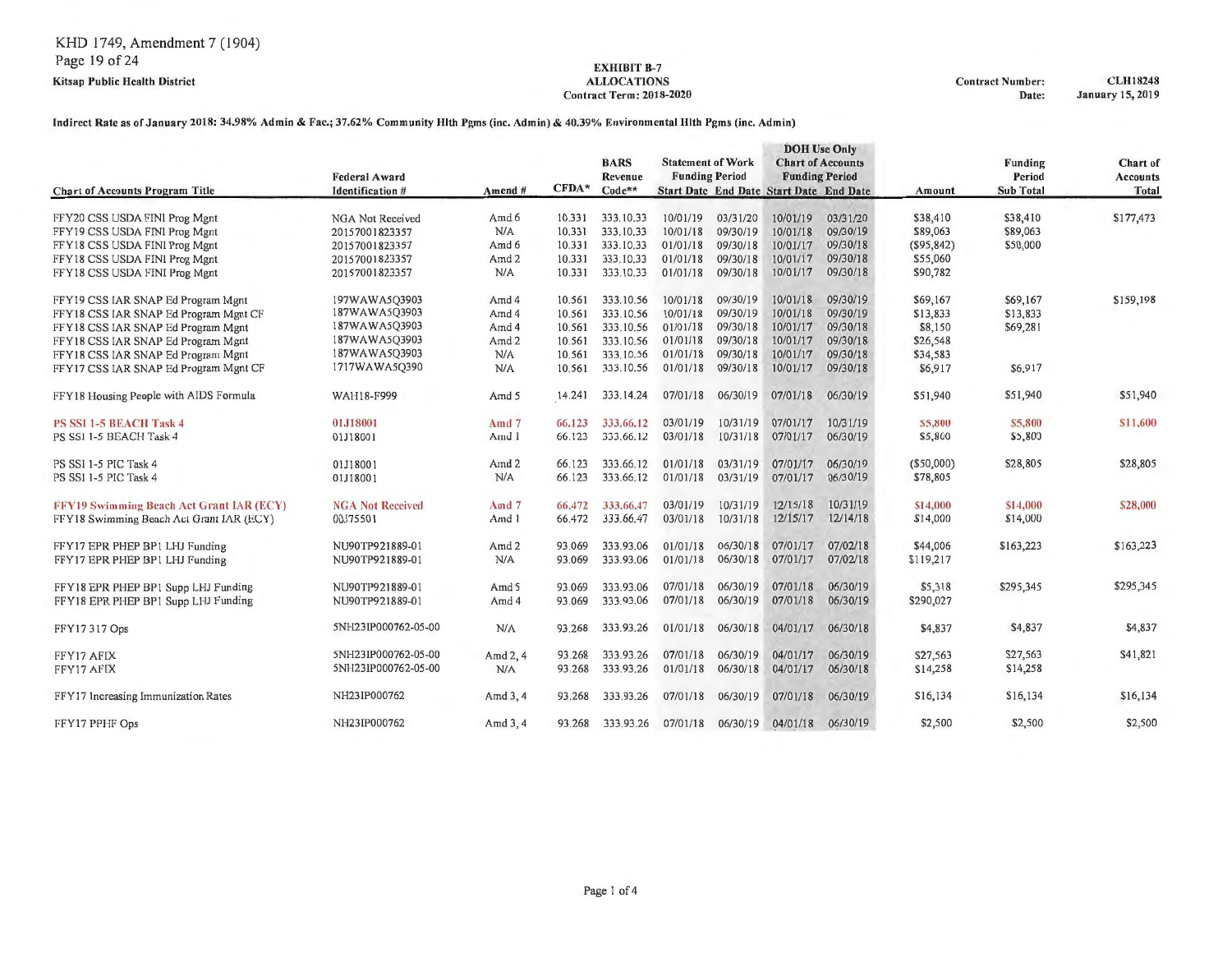KHD 1749, Amendment 7 (1904)

**Kitsap Public Health District**

**EXHIBIT B-7**
**ALLOCATIONS**
**Contract Term: 2018-2020**

**Contract Number:** **CLH18248**
**Date:** **January 15, 2019**

**Indirect Rate as of January 2018: 34.98% Admin & Fac.; 37.62% Community Hlth Pgms (inc. Admin) & 40.39% Environmental Hlth Pgms (inc. Admin)**

| Chart of Accounts Program Title | Federal Award Identification # | Amend # | CFDA* | BARS Revenue Code** | Statement of Work Funding Period Start Date | Statement of Work Funding Period End Date | DOH Use Only Chart of Accounts Funding Period Start Date | DOH Use Only Chart of Accounts Funding Period End Date | Amount | Funding Period Sub Total | Chart of Accounts Total |
|---|---|---|---|---|---|---|---|---|---|---|---|
| FFY20 CSS USDA FINI Prog Mgnt | NGA Not Received | Amd 6 | 10.331 | 333.10.33 | 10/01/19 | 03/31/20 | 10/01/19 | 03/31/20 | $38,410 | $38,410 | $177,473 |
| FFY19 CSS USDA FINI Prog Mgnt | 20157001823357 | N/A | 10.331 | 333.10.33 | 10/01/18 | 09/30/19 | 10/01/18 | 09/30/19 | $89,063 | $89,063 | |
| FFY18 CSS USDA FINI Prog Mgnt | 20157001823357 | Amd 6 | 10.331 | 333.10.33 | 01/01/18 | 09/30/18 | 10/01/17 | 09/30/18 | ($95,842) | $50,000 | |
| FFY18 CSS USDA FINI Prog Mgnt | 20157001823357 | Amd 2 | 10.331 | 333.10.33 | 01/01/18 | 09/30/18 | 10/01/17 | 09/30/18 | $55,060 | | |
| FFY18 CSS USDA FINI Prog Mgnt | 20157001823357 | N/A | 10.331 | 333.10.33 | 01/01/18 | 09/30/18 | 10/01/17 | 09/30/18 | $90,782 | | |
| FFY19 CSS IAR SNAP Ed Program Mgnt | 197WAWA5Q3903 | Amd 4 | 10.561 | 333.10.56 | 10/01/18 | 09/30/19 | 10/01/18 | 09/30/19 | $69,167 | $69,167 | $159,198 |
| FFY18 CSS IAR SNAP Ed Program Mgnt CF | 187WAWA5Q3903 | Amd 4 | 10.561 | 333.10.56 | 10/01/18 | 09/30/19 | 10/01/18 | 09/30/19 | $13,833 | $13,833 | |
| FFY18 CSS IAR SNAP Ed Program Mgnt | 187WAWA5Q3903 | Amd 4 | 10.561 | 333.10.56 | 01/01/18 | 09/30/18 | 10/01/17 | 09/30/18 | $8,150 | $69,281 | |
| FFY18 CSS IAR SNAP Ed Program Mgnt | 187WAWA5Q3903 | Amd 2 | 10.561 | 333.10.56 | 01/01/18 | 09/30/18 | 10/01/17 | 09/30/18 | $26,548 | | |
| FFY18 CSS IAR SNAP Ed Program Mgnt | 187WAWA5Q3903 | N/A | 10.561 | 333.10.56 | 01/01/18 | 09/30/18 | 10/01/17 | 09/30/18 | $34,583 | | |
| FFY17 CSS IAR SNAP Ed Program Mgnt CF | 1717WAWA5Q390 | N/A | 10.561 | 333.10.56 | 01/01/18 | 09/30/18 | 10/01/17 | 09/30/18 | $6,917 | $6,917 | |
| FFY18 Housing People with AIDS Formula | WAH18-F999 | Amd 5 | 14.241 | 333.14.24 | 07/01/18 | 06/30/19 | 07/01/18 | 06/30/19 | $51,940 | $51,940 | $51,940 |
| PS SSI 1-5 BEACH Task 4 | 01J18001 | Amd 7 | 66.123 | 333.66.12 | 03/01/19 | 10/31/19 | 07/01/17 | 10/31/19 | $5,800 | $5,800 | $11,600 |
| PS SSI 1-5 BEACH Task 4 | 01J18001 | Amd 1 | 66.123 | 333.66.12 | 03/01/18 | 10/31/18 | 07/01/17 | 06/30/19 | $5,800 | $5,800 | |
| PS SSI 1-5 PIC Task 4 | 01J18001 | Amd 2 | 66.123 | 333.66.12 | 01/01/18 | 03/31/19 | 07/01/17 | 06/30/19 | ($50,000) | $28,805 | $28,805 |
| PS SSI 1-5 PIC Task 4 | 01J18001 | N/A | 66.123 | 333.66.12 | 01/01/18 | 03/31/19 | 07/01/17 | 06/30/19 | $78,805 | | |
| FFY19 Swimming Beach Act Grant IAR (ECY) | NGA Not Received | Amd 7 | 66.472 | 333.66.47 | 03/01/19 | 10/31/19 | 12/15/18 | 10/31/19 | $14,000 | $14,000 | $28,000 |
| FFY18 Swimming Beach Act Grant IAR (ECY) | 00J75501 | Amd 1 | 66.472 | 333.66.47 | 03/01/18 | 10/31/18 | 12/15/17 | 12/14/18 | $14,000 | $14,000 | |
| FFY17 EPR PHEP BP1 LHJ Funding | NU90TP921889-01 | Amd 2 | 93.069 | 333.93.06 | 01/01/18 | 06/30/18 | 07/01/17 | 07/02/18 | $44,006 | $163,223 | $163,223 |
| FFY17 EPR PHEP BP1 LHJ Funding | NU90TP921889-01 | N/A | 93.069 | 333.93.06 | 01/01/18 | 06/30/18 | 07/01/17 | 07/02/18 | $119,217 | | |
| FFY18 EPR PHEP BP1 Supp LHJ Funding | NU90TP921889-01 | Amd 5 | 93.069 | 333.93.06 | 07/01/18 | 06/30/19 | 07/01/18 | 06/30/19 | $5,318 | $295,345 | $295,345 |
| FFY18 EPR PHEP BP1 Supp LHJ Funding | NU90TP921889-01 | Amd 4 | 93.069 | 333.93.06 | 07/01/18 | 06/30/19 | 07/01/18 | 06/30/19 | $290,027 | | |
| FFY17 317 Ops | 5NH23IP000762-05-00 | N/A | 93.268 | 333.93.26 | 01/01/18 | 06/30/18 | 04/01/17 | 06/30/18 | $4,837 | $4,837 | $4,837 |
| FFY17 AFIX | 5NH23IP000762-05-00 | Amd 2, 4 | 93.268 | 333.93.26 | 07/01/18 | 06/30/19 | 04/01/17 | 06/30/18 | $27,563 | $27,563 | $41,821 |
| FFY17 AFIX | 5NH23IP000762-05-00 | N/A | 93.268 | 333.93.26 | 01/01/18 | 06/30/18 | 04/01/17 | 06/30/18 | $14,258 | $14,258 | |
| FFY17 Increasing Immunization Rates | NH23IP000762 | Amd 3, 4 | 93.268 | 333.93.26 | 07/01/18 | 06/30/19 | 07/01/18 | 06/30/19 | $16,134 | $16,134 | $16,134 |
| FFY17 PPHF Ops | NH23IP000762 | Amd 3, 4 | 93.268 | 333.93.26 | 07/01/18 | 06/30/19 | 04/01/18 | 06/30/19 | $2,500 | $2,500 | $2,500 |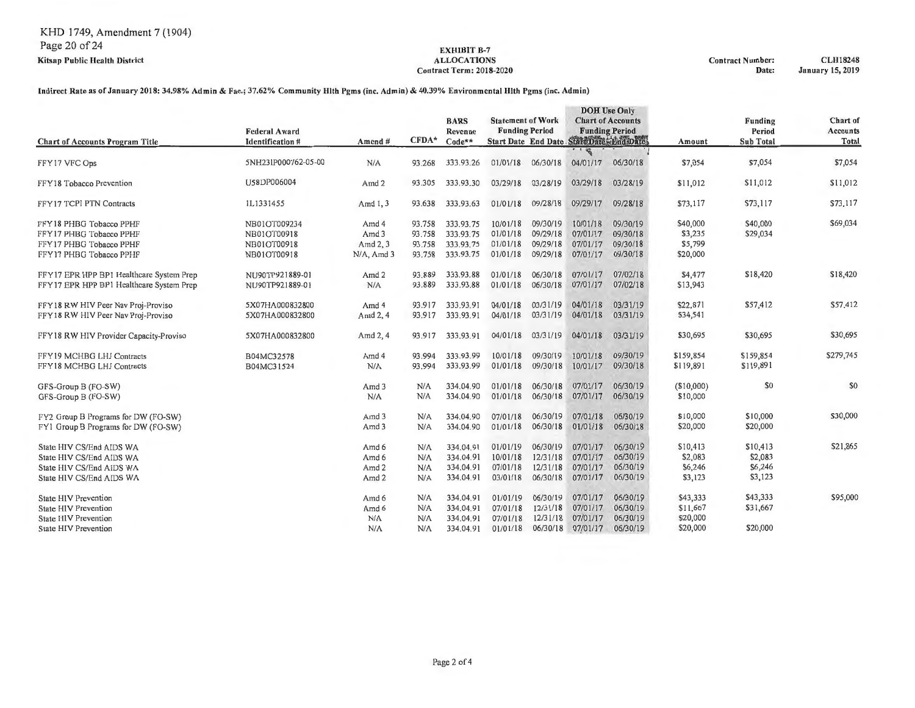KHD 1749, Amendment 7 (1904)

Kitsap Public Health District

**EXHIBIT B-7**
**ALLOCATIONS**
**Contract Term: 2018-2020**

**Contract Number:** CLH18248
**Date:** January 15, 2019

**Indirect Rate as of January 2018: 34.98% Admin & Fac.; 37.62% Community Hlth Pgms (inc. Admin) & 40.39% Environmental Hlth Pgms (inc. Admin)**

| Chart of Accounts Program Title | Federal Award Identification # | Amend # | CFDA* | BARS Revenue Code** | Statement of Work Funding Period Start Date | Statement of Work Funding Period End Date | DOH Use Only Chart of Accounts Funding Period Start Date | DOH Use Only Chart of Accounts Funding Period End Date | Amount | Funding Period Sub Total | Chart of Accounts Total |
|---|---|---|---|---|---|---|---|---|---|---|---|
| FFY17 VFC Ops | 5NH23IP000762-05-00 | N/A | 93.268 | 333.93.26 | 01/01/18 | 06/30/18 | 04/01/17 | 06/30/18 | $7,054 | $7,054 | $7,054 |
| FFY18 Tobacco Prevention | U58DP006004 | Amd 2 | 93.305 | 333.93.30 | 03/29/18 | 03/28/19 | 03/29/18 | 03/28/19 | $11,012 | $11,012 | $11,012 |
| FFY17 TCPI PTN Contracts | 1L1331455 | Amd 1, 3 | 93.638 | 333.93.63 | 01/01/18 | 09/28/18 | 09/29/17 | 09/28/18 | $73,117 | $73,117 | $73,117 |
| FFY18 PHBG Tobacco PPHF | NB01OT009234 | Amd 4 | 93.758 | 333.93.75 | 10/01/18 | 09/30/19 | 10/01/18 | 09/30/19 | $40,000 | $40,000 | $69,034 |
| FFY17 PHBG Tobacco PPHF | NB01OT00918 | Amd 3 | 93.758 | 333.93.75 | 01/01/18 | 09/29/18 | 07/01/17 | 09/30/18 | $3,235 | $29,034 | |
| FFY17 PHBG Tobacco PPHF | NB01OT00918 | Amd 2, 3 | 93.758 | 333.93.75 | 01/01/18 | 09/29/18 | 07/01/17 | 09/30/18 | $5,799 | | |
| FFY17 PHBG Tobacco PPHF | NB01OT00918 | N/A, Amd 3 | 93.758 | 333.93.75 | 01/01/18 | 09/29/18 | 07/01/17 | 09/30/18 | $20,000 | | |
| FFY17 EPR HPP BP1 Healthcare System Prep | NU90TP921889-01 | Amd 2 | 93.889 | 333.93.88 | 01/01/18 | 06/30/18 | 07/01/17 | 07/02/18 | $4,477 | $18,420 | $18,420 |
| FFY17 EPR HPP BP1 Healthcare System Prep | NU90TP921889-01 | N/A | 93.889 | 333.93.88 | 01/01/18 | 06/30/18 | 07/01/17 | 07/02/18 | $13,943 | | |
| FFY18 RW HIV Peer Nav Proj-Proviso | 5X07HA000832800 | Amd 4 | 93.917 | 333.93.91 | 04/01/18 | 03/31/19 | 04/01/18 | 03/31/19 | $22,871 | $57,412 | $57,412 |
| FFY18 RW HIV Peer Nav Proj-Proviso | 5X07HA000832800 | Amd 2, 4 | 93.917 | 333.93.91 | 04/01/18 | 03/31/19 | 04/01/18 | 03/31/19 | $34,541 | | |
| FFY18 RW HIV Provider Capacity-Proviso | 5X07HA000832800 | Amd 2, 4 | 93.917 | 333.93.91 | 04/01/18 | 03/31/19 | 04/01/18 | 03/31/19 | $30,695 | $30,695 | $30,695 |
| FFY19 MCHBG LHJ Contracts | B04MC32578 | Amd 4 | 93.994 | 333.93.99 | 10/01/18 | 09/30/19 | 10/01/18 | 09/30/19 | $159,854 | $159,854 | $279,745 |
| FFY18 MCHBG LHJ Contracts | B04MC31524 | N/A | 93.994 | 333.93.99 | 01/01/18 | 09/30/18 | 10/01/17 | 09/30/18 | $119,891 | $119,891 | |
| GFS-Group B (FO-SW) | | Amd 3 | N/A | 334.04.90 | 01/01/18 | 06/30/18 | 07/01/17 | 06/30/19 | ($10,000) | $0 | $0 |
| GFS-Group B (FO-SW) | | N/A | N/A | 334.04.90 | 01/01/18 | 06/30/18 | 07/01/17 | 06/30/19 | $10,000 | | |
| FY2 Group B Programs for DW (FO-SW) | | Amd 3 | N/A | 334.04.90 | 07/01/18 | 06/30/19 | 07/01/18 | 06/30/19 | $10,000 | $10,000 | $30,000 |
| FY1 Group B Programs for DW (FO-SW) | | Amd 3 | N/A | 334.04.90 | 01/01/18 | 06/30/18 | 01/01/18 | 06/30/18 | $20,000 | $20,000 | |
| State HIV CS/End AIDS WA | | Amd 6 | N/A | 334.04.91 | 01/01/19 | 06/30/19 | 07/01/17 | 06/30/19 | $10,413 | $10,413 | $21,865 |
| State HIV CS/End AIDS WA | | Amd 6 | N/A | 334.04.91 | 10/01/18 | 12/31/18 | 07/01/17 | 06/30/19 | $2,083 | $2,083 | |
| State HIV CS/End AIDS WA | | Amd 2 | N/A | 334.04.91 | 07/01/18 | 12/31/18 | 07/01/17 | 06/30/19 | $6,246 | $6,246 | |
| State HIV CS/End AIDS WA | | Amd 2 | N/A | 334.04.91 | 03/01/18 | 06/30/18 | 07/01/17 | 06/30/19 | $3,123 | $3,123 | |
| State HIV Prevention | | Amd 6 | N/A | 334.04.91 | 01/01/19 | 06/30/19 | 07/01/17 | 06/30/19 | $43,333 | $43,333 | $95,000 |
| State HIV Prevention | | Amd 6 | N/A | 334.04.91 | 07/01/18 | 12/31/18 | 07/01/17 | 06/30/19 | $11,667 | $31,667 | |
| State HIV Prevention | | N/A | N/A | 334.04.91 | 07/01/18 | 12/31/18 | 07/01/17 | 06/30/19 | $20,000 | | |
| State HIV Prevention | | N/A | N/A | 334.04.91 | 01/01/18 | 06/30/18 | 07/01/17 | 06/30/19 | $20,000 | $20,000 | |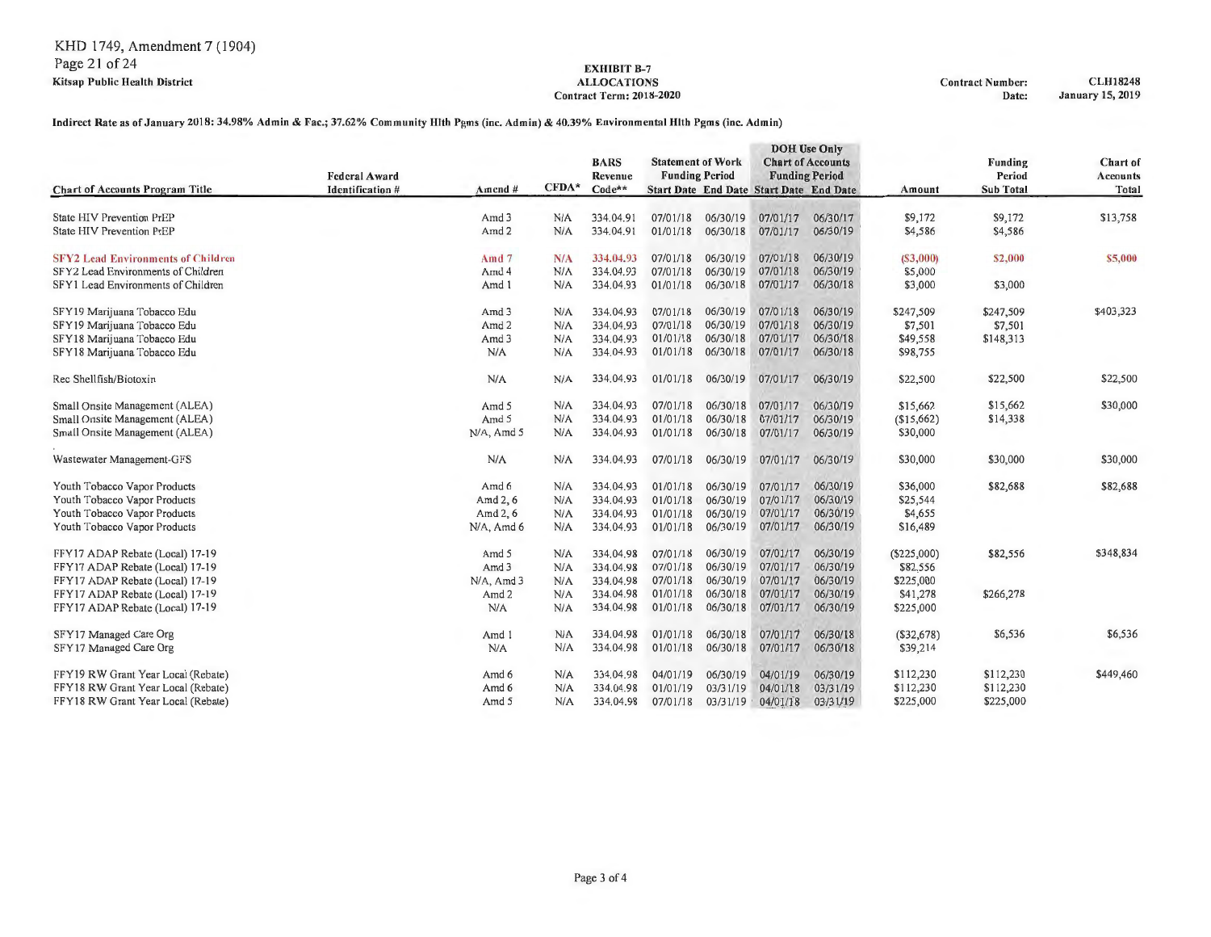KHD 1749, Amendment 7 (1904)

**Kitsap Public Health District**

**EXHIBIT B-7**
**ALLOCATIONS**
**Contract Term: 2018-2020**

**Contract Number:** CLH18248
**Date:** January 15, 2019

**Indirect Rate as of January 2018: 34.98% Admin & Fac.; 37.62% Community Hlth Pgms (inc. Admin) & 40.39% Environmental Hlth Pgms (inc. Admin)**

| Chart of Accounts Program Title | Federal Award Identification # | Amend # | CFDA* | BARS Revenue Code** | Statement of Work Funding Period Start Date | Statement of Work Funding Period End Date | DOH Use Only Chart of Accounts Funding Period Start Date | DOH Use Only Chart of Accounts Funding Period End Date | Amount | Funding Period Sub Total | Chart of Accounts Total |
|---|---|---|---|---|---|---|---|---|---|---|---|
| State HIV Prevention PrEP | | Amd 3 | N/A | 334.04.91 | 07/01/18 | 06/30/19 | 07/01/17 | 06/30/17 | $9,172 | $9,172 | $13,758 |
| State HIV Prevention PrEP | | Amd 2 | N/A | 334.04.91 | 01/01/18 | 06/30/18 | 07/01/17 | 06/30/19 | $4,586 | $4,586 | |
| **SFY2 Lead Environments of Children** | | **Amd 7** | **N/A** | **334.04.93** | **07/01/18** | **06/30/19** | **07/01/18** | **06/30/19** | **($3,000)** | **$2,000** | **$5,000** |
| SFY2 Lead Environments of Children | | Amd 4 | N/A | 334.04.93 | 07/01/18 | 06/30/19 | 07/01/18 | 06/30/19 | $5,000 | | |
| SFY1 Lead Environments of Children | | Amd 1 | N/A | 334.04.93 | 01/01/18 | 06/30/18 | 07/01/17 | 06/30/18 | $3,000 | $3,000 | |
| SFY19 Marijuana Tobacco Edu | | Amd 3 | N/A | 334.04.93 | 07/01/18 | 06/30/19 | 07/01/18 | 06/30/19 | $247,509 | $247,509 | $403,323 |
| SFY19 Marijuana Tobacco Edu | | Amd 2 | N/A | 334.04.93 | 07/01/18 | 06/30/19 | 07/01/18 | 06/30/19 | $7,501 | $7,501 | |
| SFY18 Marijuana Tobacco Edu | | Amd 3 | N/A | 334.04.93 | 01/01/18 | 06/30/18 | 07/01/17 | 06/30/18 | $49,558 | $148,313 | |
| SFY18 Marijuana Tobacco Edu | | N/A | N/A | 334.04.93 | 01/01/18 | 06/30/18 | 07/01/17 | 06/30/18 | $98,755 | | |
| Rec Shellfish/Biotoxin | | N/A | N/A | 334.04.93 | 01/01/18 | 06/30/19 | 07/01/17 | 06/30/19 | $22,500 | $22,500 | $22,500 |
| Small Onsite Management (ALEA) | | Amd 5 | N/A | 334.04.93 | 07/01/18 | 06/30/18 | 07/01/17 | 06/30/19 | $15,662 | $15,662 | $30,000 |
| Small Onsite Management (ALEA) | | Amd 5 | N/A | 334.04.93 | 01/01/18 | 06/30/18 | 07/01/17 | 06/30/19 | ($15,662) | $14,338 | |
| Small Onsite Management (ALEA) | | N/A, Amd 5 | N/A | 334.04.93 | 01/01/18 | 06/30/18 | 07/01/17 | 06/30/19 | $30,000 | | |
| Wastewater Management-GFS | | N/A | N/A | 334.04.93 | 07/01/18 | 06/30/19 | 07/01/17 | 06/30/19 | $30,000 | $30,000 | $30,000 |
| Youth Tobacco Vapor Products | | Amd 6 | N/A | 334.04.93 | 01/01/18 | 06/30/19 | 07/01/17 | 06/30/19 | $36,000 | $82,688 | $82,688 |
| Youth Tobacco Vapor Products | | Amd 2, 6 | N/A | 334.04.93 | 01/01/18 | 06/30/19 | 07/01/17 | 06/30/19 | $25,544 | | |
| Youth Tobacco Vapor Products | | Amd 2, 6 | N/A | 334.04.93 | 01/01/18 | 06/30/19 | 07/01/17 | 06/30/19 | $4,655 | | |
| Youth Tobacco Vapor Products | | N/A, Amd 6 | N/A | 334.04.93 | 01/01/18 | 06/30/19 | 07/01/17 | 06/30/19 | $16,489 | | |
| FFY17 ADAP Rebate (Local) 17-19 | | Amd 5 | N/A | 334.04.98 | 07/01/18 | 06/30/19 | 07/01/17 | 06/30/19 | ($225,000) | $82,556 | $348,834 |
| FFY17 ADAP Rebate (Local) 17-19 | | Amd 3 | N/A | 334.04.98 | 07/01/18 | 06/30/19 | 07/01/17 | 06/30/19 | $82,556 | | |
| FFY17 ADAP Rebate (Local) 17-19 | | N/A, Amd 3 | N/A | 334.04.98 | 07/01/18 | 06/30/19 | 07/01/17 | 06/30/19 | $225,000 | | |
| FFY17 ADAP Rebate (Local) 17-19 | | Amd 2 | N/A | 334.04.98 | 01/01/18 | 06/30/18 | 07/01/17 | 06/30/19 | $41,278 | $266,278 | |
| FFY17 ADAP Rebate (Local) 17-19 | | N/A | N/A | 334.04.98 | 01/01/18 | 06/30/18 | 07/01/17 | 06/30/19 | $225,000 | | |
| SFY17 Managed Care Org | | Amd 1 | N/A | 334.04.98 | 01/01/18 | 06/30/18 | 07/01/17 | 06/30/18 | ($32,678) | $6,536 | $6,536 |
| SFY17 Managed Care Org | | N/A | N/A | 334.04.98 | 01/01/18 | 06/30/18 | 07/01/17 | 06/30/18 | $39,214 | | |
| FFY19 RW Grant Year Local (Rebate) | | Amd 6 | N/A | 334.04.98 | 04/01/19 | 06/30/19 | 04/01/19 | 06/30/19 | $112,230 | $112,230 | $449,460 |
| FFY18 RW Grant Year Local (Rebate) | | Amd 6 | N/A | 334.04.98 | 01/01/19 | 03/31/19 | 04/01/18 | 03/31/19 | $112,230 | $112,230 | |
| FFY18 RW Grant Year Local (Rebate) | | Amd 5 | N/A | 334.04.98 | 07/01/18 | 03/31/19 | 04/01/18 | 03/31/19 | $225,000 | $225,000 | |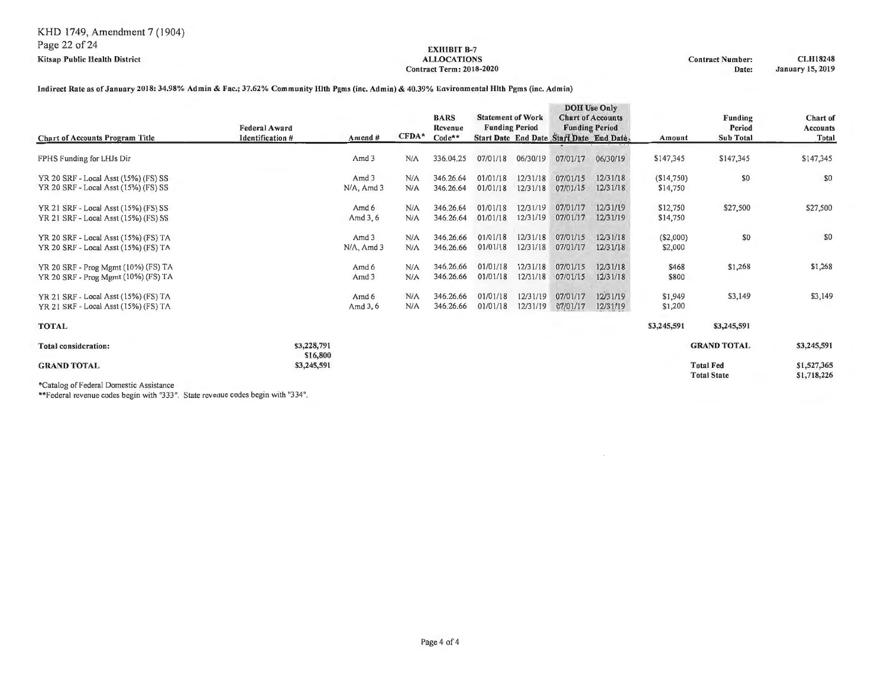**Kitsap Public Health District**

**EXHIBIT B-7**
**ALLOCATIONS**
**Contract Term: 2018-2020**

**Contract Number:** **CLH18248**
**Date:** **January 15, 2019**

**Indirect Rate as of January 2018: 34.98% Admin & Fac.; 37.62% Community Hlth Pgms (inc. Admin) & 40.39% Environmental Hlth Pgms (inc. Admin)**

| Chart of Accounts Program Title | Federal Award Identification # | Amend # | CFDA* | BARS Revenue Code** | Statement of Work Funding Period Start Date | Statement of Work Funding Period End Date | DOH Use Only Chart of Accounts Funding Period Start Date | DOH Use Only Chart of Accounts Funding Period End Date | Amount | Funding Period Sub Total | Chart of Accounts Total |
|---|---|---|---|---|---|---|---|---|---|---|---|
| FPHS Funding for LHJs Dir | | Amd 3 | N/A | 336.04.25 | 07/01/18 | 06/30/19 | 07/01/17 | 06/30/19 | $147,345 | $147,345 | $147,345 |
| YR 20 SRF - Local Asst (15%) (FS) SS | | Amd 3 | N/A | 346.26.64 | 01/01/18 | 12/31/18 | 07/01/15 | 12/31/18 | ($14,750) | $0 | $0 |
| YR 20 SRF - Local Asst (15%) (FS) SS | | N/A, Amd 3 | N/A | 346.26.64 | 01/01/18 | 12/31/18 | 07/01/15 | 12/31/18 | $14,750 | | |
| YR 21 SRF - Local Asst (15%) (FS) SS | | Amd 6 | N/A | 346.26.64 | 01/01/18 | 12/31/19 | 07/01/17 | 12/31/19 | $12,750 | $27,500 | $27,500 |
| YR 21 SRF - Local Asst (15%) (FS) SS | | Amd 3, 6 | N/A | 346.26.64 | 01/01/18 | 12/31/19 | 07/01/17 | 12/31/19 | $14,750 | | |
| YR 20 SRF - Local Asst (15%) (FS) TA | | Amd 3 | N/A | 346.26.66 | 01/01/18 | 12/31/18 | 07/01/15 | 12/31/18 | ($2,000) | $0 | $0 |
| YR 20 SRF - Local Asst (15%) (FS) TA | | N/A, Amd 3 | N/A | 346.26.66 | 01/01/18 | 12/31/18 | 07/01/17 | 12/31/18 | $2,000 | | |
| YR 20 SRF - Prog Mgmt (10%) (FS) TA | | Amd 6 | N/A | 346.26.66 | 01/01/18 | 12/31/18 | 07/01/15 | 12/31/18 | $468 | $1,268 | $1,268 |
| YR 20 SRF - Prog Mgmt (10%) (FS) TA | | Amd 3 | N/A | 346.26.66 | 01/01/18 | 12/31/18 | 07/01/15 | 12/31/18 | $800 | | |
| YR 21 SRF - Local Asst (15%) (FS) TA | | Amd 6 | N/A | 346.26.66 | 01/01/18 | 12/31/19 | 07/01/17 | 12/31/19 | $1,949 | $3,149 | $3,149 |
| YR 21 SRF - Local Asst (15%) (FS) TA | | Amd 3, 6 | N/A | 346.26.66 | 01/01/18 | 12/31/19 | 07/01/17 | 12/31/19 | $1,200 | | |
| **TOTAL** | | | | | | | | | **$3,245,591** | **$3,245,591** | |

| | | | |
|---|---|---|---|
| **Total consideration:** | $3,228,791 | **GRAND TOTAL** | $3,245,591 |
| | $16,800 | | |
| **GRAND TOTAL** | $3,245,591 | **Total Fed** | $1,527,365 |
| | | **Total State** | $1,718,226 |

*Catalog of Federal Domestic Assistance

**Federal revenue codes begin with "333". State revenue codes begin with "334".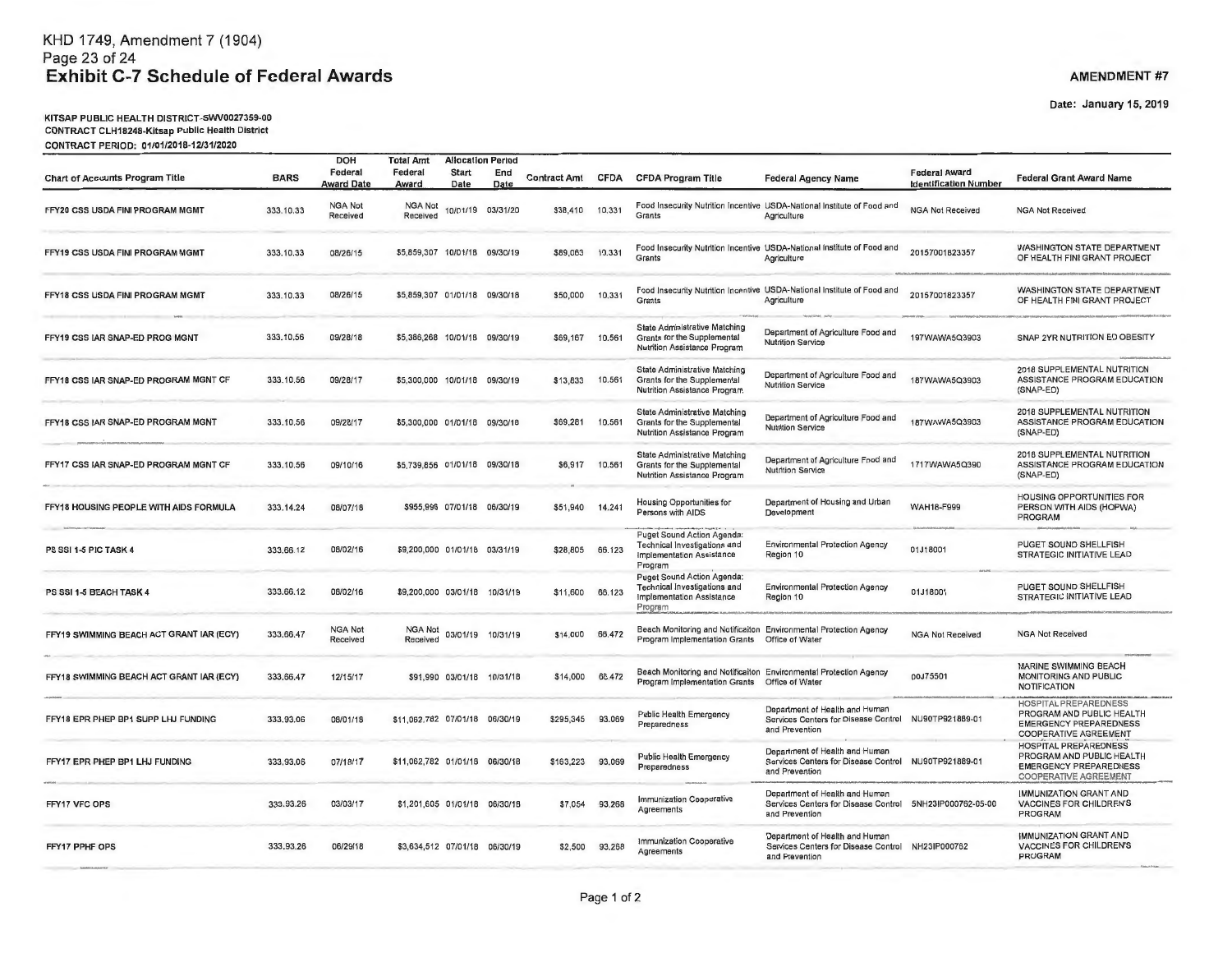KHD 1749, Amendment 7 (1904)

# Exhibit C-7 Schedule of Federal Awards

**AMENDMENT #7**

Date: January 15, 2019

**KITSAP PUBLIC HEALTH DISTRICT-SWV0027359-00**
**CONTRACT CLH18248-Kitsap Public Health District**
**CONTRACT PERIOD: 01/01/2018-12/31/2020**

| Chart of Accounts Program Title | BARS | DOH Federal Award Date | Total Amt Federal Award | Allocation Period Start Date | Allocation Period End Date | Contract Amt | CFDA | CFDA Program Title | Federal Agency Name | Federal Award Identification Number | Federal Grant Award Name |
|---|---|---|---|---|---|---|---|---|---|---|---|
| FFY20 CSS USDA FINI PROGRAM MGMT | 333.10.33 | NGA Not Received | NGA Not Received | 10/01/19 | 03/31/20 | $38,410 | 10.331 | Food Insecurity Nutrition Incentive Grants | USDA-National Institute of Food and Agriculture | NGA Not Received | NGA Not Received |
| FFY19 CSS USDA FINI PROGRAM MGMT | 333.10.33 | 08/26/15 | $5,859,307 | 10/01/18 | 09/30/19 | $89,063 | 10.331 | Food Insecurity Nutrition Incentive Grants | USDA-National Institute of Food and Agriculture | 20157001823357 | WASHINGTON STATE DEPARTMENT OF HEALTH FINI GRANT PROJECT |
| FFY18 CSS USDA FINI PROGRAM MGMT | 333.10.33 | 08/26/15 | $5,859,307 | 01/01/18 | 09/30/18 | $50,000 | 10.331 | Food Insecurity Nutrition Incentive Grants | USDA-National Institute of Food and Agriculture | 20157001823357 | WASHINGTON STATE DEPARTMENT OF HEALTH FINI GRANT PROJECT |
| FFY19 CSS IAR SNAP-ED PROG MGNT | 333.10.56 | 09/28/18 | $5,386,268 | 10/01/18 | 09/30/19 | $69,167 | 10.561 | State Administrative Matching Grants for the Supplemental Nutrition Assistance Program | Department of Agriculture Food and Nutrition Service | 197WAWA5Q3903 | SNAP 2YR NUTRITION ED OBESITY |
| FFY18 CSS IAR SNAP-ED PROGRAM MGNT CF | 333.10.56 | 09/28/17 | $5,300,000 | 10/01/18 | 09/30/19 | $13,833 | 10.561 | State Administrative Matching Grants for the Supplemental Nutrition Assistance Program | Department of Agriculture Food and Nutrition Service | 187WAWA5Q3903 | 2018 SUPPLEMENTAL NUTRITION ASSISTANCE PROGRAM EDUCATION (SNAP-ED) |
| FFY18 CSS IAR SNAP-ED PROGRAM MGNT | 333.10.56 | 09/28/17 | $5,300,000 | 01/01/18 | 09/30/18 | $69,281 | 10.561 | State Administrative Matching Grants for the Supplemental Nutrition Assistance Program | Department of Agriculture Food and Nutrition Service | 187WAWA5Q3903 | 2018 SUPPLEMENTAL NUTRITION ASSISTANCE PROGRAM EDUCATION (SNAP-ED) |
| FFY17 CSS IAR SNAP-ED PROGRAM MGNT CF | 333.10.56 | 09/10/16 | $5,739,856 | 01/01/18 | 09/30/18 | $6,917 | 10.561 | State Administrative Matching Grants for the Supplemental Nutrition Assistance Program | Department of Agriculture Food and Nutrition Service | 1717WAWA5Q390 | 2018 SUPPLEMENTAL NUTRITION ASSISTANCE PROGRAM EDUCATION (SNAP-ED) |
| FFY18 HOUSING PEOPLE WITH AIDS FORMULA | 333.14.24 | 08/07/18 | $955,996 | 07/01/18 | 06/30/19 | $51,940 | 14.241 | Housing Opportunities for Persons with AIDS | Department of Housing and Urban Development | WAH18-F999 | HOUSING OPPORTUNITIES FOR PERSON WITH AIDS (HOPWA) PROGRAM |
| PS SSI 1-5 PIC TASK 4 | 333.66.12 | 08/02/16 | $9,200,000 | 01/01/18 | 03/31/19 | $28,805 | 66.123 | Puget Sound Action Agenda: Technical Investigations and Implementation Assistance Program | Environmental Protection Agency Region 10 | 01J18001 | PUGET SOUND SHELLFISH STRATEGIC INITIATIVE LEAD |
| PS SSI 1-5 BEACH TASK 4 | 333.66.12 | 08/02/16 | $9,200,000 | 03/01/18 | 10/31/19 | $11,600 | 66.123 | Puget Sound Action Agenda: Technical Investigations and Implementation Assistance Program | Environmental Protection Agency Region 10 | 01J18001 | PUGET SOUND SHELLFISH STRATEGIC INITIATIVE LEAD |
| FFY19 SWIMMING BEACH ACT GRANT IAR (ECY) | 333.66.47 | NGA Not Received | NGA Not Received | 03/01/19 | 10/31/19 | $14,000 | 66.472 | Beach Monitoring and Notification Program Implementation Grants | Environmental Protection Agency Office of Water | NGA Not Received | NGA Not Received |
| FFY18 SWIMMING BEACH ACT GRANT IAR (ECY) | 333.66.47 | 12/15/17 | $91,990 | 03/01/18 | 10/31/18 | $14,000 | 66.472 | Beach Monitoring and Notification Program Implementation Grants | Environmental Protection Agency Office of Water | 00J75501 | MARINE SWIMMING BEACH MONITORING AND PUBLIC NOTIFICATION |
| FFY18 EPR PHEP BP1 SUPP LHJ FUNDING | 333.93.06 | 08/01/18 | $11,062,762 | 07/01/18 | 06/30/19 | $295,345 | 93.069 | Public Health Emergency Preparedness | Department of Health and Human Services Centers for Disease Control and Prevention | NU90TP921889-01 | HOSPITAL PREPAREDNESS PROGRAM AND PUBLIC HEALTH EMERGENCY PREPAREDNESS COOPERATIVE AGREEMENT |
| FFY17 EPR PHEP BP1 LHJ FUNDING | 333.93.06 | 07/18/17 | $11,062,762 | 01/01/18 | 06/30/18 | $163,223 | 93.069 | Public Health Emergency Preparedness | Department of Health and Human Services Centers for Disease Control and Prevention | NU90TP921889-01 | HOSPITAL PREPAREDNESS PROGRAM AND PUBLIC HEALTH EMERGENCY PREPAREDNESS COOPERATIVE AGREEMENT |
| FFY17 VFC OPS | 333.93.26 | 03/03/17 | $1,201,605 | 01/01/18 | 06/30/18 | $7,054 | 93.268 | Immunization Cooperative Agreements | Department of Health and Human Services Centers for Disease Control and Prevention | 5NH23IP000762-05-00 | IMMUNIZATION GRANT AND VACCINES FOR CHILDREN'S PROGRAM |
| FFY17 PPHF OPS | 333.93.26 | 06/29/18 | $3,634,512 | 07/01/18 | 06/30/19 | $2,500 | 93.268 | Immunization Cooperative Agreements | Department of Health and Human Services Centers for Disease Control and Prevention | NH23IP000762 | IMMUNIZATION GRANT AND VACCINES FOR CHILDREN'S PROGRAM |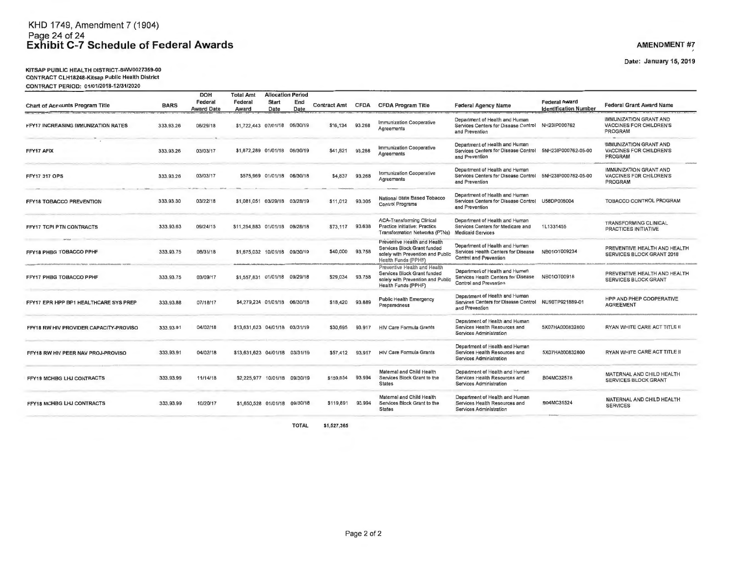KHD 1749, Amendment 7 (1904)

# Exhibit C-7 Schedule of Federal Awards

**AMENDMENT #7**

**Date: January 15, 2019**

**KITSAP PUBLIC HEALTH DISTRICT-SWV0027359-00**
**CONTRACT CLH18248-Kitsap Public Health District**
**CONTRACT PERIOD: 01/01/2018-12/31/2020**

| Chart of Accounts Program Title | BARS | DOH Federal Award Date | Total Amt Federal Award | Allocation Period Start Date | Allocation Period End Date | Contract Amt | CFDA | CFDA Program Title | Federal Agency Name | Federal Award Identification Number | Federal Grant Award Name |
|---|---|---|---|---|---|---|---|---|---|---|---|
| FFY17 INCREASING IMMUNIZATION RATES | 333.93.26 | 06/29/18 | $1,722,443 | 07/01/18 | 06/30/19 | $16,134 | 93.268 | Immunization Cooperative Agreements | Department of Health and Human Services Centers for Disease Control and Prevention | NH23IP000762 | IMMUNIZATION GRANT AND VACCINES FOR CHILDREN'S PROGRAM |
| FFY17 AFIX | 333.93.26 | 03/03/17 | $1,672,289 | 01/01/18 | 06/30/19 | $41,821 | 93.268 | Immunization Cooperative Agreements | Department of Health and Human Services Centers for Disease Control and Prevention | 5NH23IP000762-05-00 | IMMUNIZATION GRANT AND VACCINES FOR CHILDREN'S PROGRAM |
| FFY17 317 OPS | 333.93.26 | 03/03/17 | $575,969 | 01/01/18 | 06/30/18 | $4,837 | 93.268 | Immunization Cooperative Agreements | Department of Health and Human Services Centers for Disease Control and Prevention | 5NH23IP000762-05-00 | IMMUNIZATION GRANT AND VACCINES FOR CHILDREN'S PROGRAM |
| FFY18 TOBACCO PREVENTION | 333.93.30 | 03/22/18 | $1,081,051 | 03/29/18 | 03/28/19 | $11,012 | 93.305 | National State Based Tobacco Control Programs | Department of Health and Human Services Centers for Disease Control and Prevention | U58DP006004 | TOBACCO CONTROL PROGRAM |
| FFY17 TCPI PTN CONTRACTS | 333.93.63 | 09/24/15 | $11,254,883 | 01/01/18 | 09/28/18 | $73,117 | 93.638 | ACA-Transforming Clinical Practice Initiative: Practice Transformation Networks (PTNs) | Department of Health and Human Services Centers for Medicare and Medicaid Services | 1L1331455 | TRANSFORMING CLINICAL PRACTICES INITIATIVE |
| FFY18 PHBG TOBACCO PPHF | 333.93.75 | 08/31/18 | $1,675,032 | 10/01/18 | 09/30/19 | $40,000 | 93.758 | Preventive Health and Health Services Block Grant funded solely with Prevention and Public Health Funds (PPHF) | Department of Health and Human Services Health Centers for Disease Control and Prevention | NB01OT009234 | PREVENTIVE HEALTH AND HEALTH SERVICES BLOCK GRANT 2018 |
| FFY17 PHBG TOBACCO PPHF | 333.93.75 | 03/09/17 | $1,557,831 | 01/01/18 | 09/29/18 | $29,034 | 93.758 | Preventive Health and Health Services Block Grant funded solely with Prevention and Public Health Funds (PPHF) | Department of Health and Human Services Health Centers for Disease Control and Prevention | NB01OT00918 | PREVENTIVE HEALTH AND HEALTH SERVICES BLOCK GRANT |
| FFY17 EPR HPP BP1 HEALTHCARE SYS PREP | 333.93.88 | 07/18/17 | $4,279,234 | 01/01/18 | 06/30/18 | $18,420 | 93.889 | Public Health Emergency Preparedness | Department of Health and Human Services Centers for Disease Control and Prevention | NU90TP921889-01 | HPP AND PHEP COOPERATIVE AGREEMENT |
| FFY18 RW HIV PROVIDER CAPACITY-PROVISO | 333.93.91 | 04/02/18 | $13,631,623 | 04/01/18 | 03/31/19 | $30,695 | 93.917 | HIV Care Formula Grants | Department of Health and Human Services Health Resources and Services Administration | 5X07HA000832800 | RYAN WHITE CARE ACT TITLE II |
| FFY18 RW HIV PEER NAV PROJ-PROVISO | 333.93.91 | 04/02/18 | $13,631,623 | 04/01/18 | 03/31/19 | $57,412 | 93.917 | HIV Care Formula Grants | Department of Health and Human Services Health Resources and Services Administration | 5X07HA000832800 | RYAN WHITE CARE ACT TITLE II |
| FFY19 MCHBG LHJ CONTRACTS | 333.93.99 | 11/14/18 | $2,225,977 | 10/01/18 | 09/30/19 | $159,854 | 93.994 | Maternal and Child Health Services Block Grant to the States | Department of Health and Human Services Health Resources and Services Administration | B04MC32578 | MATERNAL AND CHILD HEALTH SERVICES BLOCK GRANT |
| FFY18 MCHBG LHJ CONTRACTS | 333.93.99 | 10/20/17 | $1,650,528 | 01/01/18 | 09/30/18 | $119,891 | 93.994 | Maternal and Child Health Services Block Grant to the States | Department of Health and Human Services Health Resources and Services Administration | B04MC31524 | MATERNAL AND CHILD HEALTH SERVICES |
| | | | | | TOTAL | $1,527,365 | | | | | |